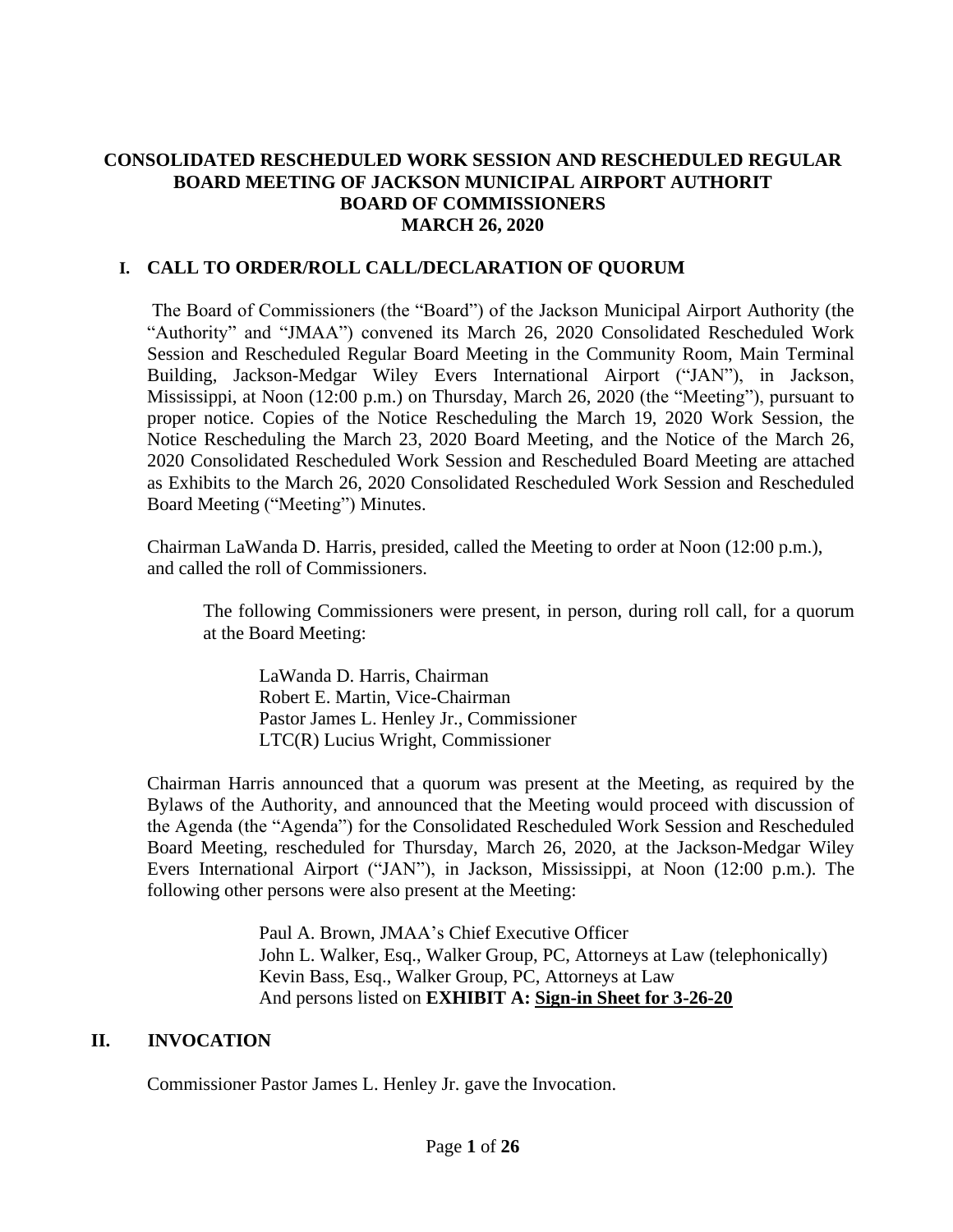# CONSOLIDATED RESCHEDULED WORK SESSION AND RESCHEDULED REGULAR BOARD MEETING OF JACKSON MUNICIPAL AIRPORT AUTHORIT BOARD OF COMMISSIONERS MARCH 26, 2020

## I. CALL TO ORDER/ROLL CALL/DECLARATION OF QUORUM

The Board of Commissioners (the "Board") of the Jackson Municipal Airport Authority (the "Authority" and "JMAA") convened its March 26, 2020 Consolidated Rescheduled Work Session and Rescheduled Regular Board Meeting in the Community Room, Main Terminal Building, Jackson-Medgar Wiley Evers International Airport ("JAN"), in Jackson, Mississippi, at Noon (12:00 p.m.) on Thursday, March 26, 2020 (the "Meeting"), pursuant to proper notice. Copies of the Notice Rescheduling the March 19, 2020 Work Session, the Notice Rescheduling the March 23, 2020 Board Meeting, and the Notice of the March 26, 2020 Consolidated Rescheduled Work Session and Rescheduled Board Meeting are attached as Exhibits to the March 26, 2020 Consolidated Rescheduled Work Session and Rescheduled Board Meeting ("Meeting") Minutes.

Chairman LaWanda D. Harris, presided, called the Meeting to order at Noon (12:00 p.m.), and called the roll of Commissioners.

The following Commissioners were present, in person, during roll call, for a quorum at the Board Meeting:

LaWanda D. Harris, Chairman
Robert E. Martin, Vice-Chairman
Pastor James L. Henley Jr., Commissioner
LTC(R) Lucius Wright, Commissioner

Chairman Harris announced that a quorum was present at the Meeting, as required by the Bylaws of the Authority, and announced that the Meeting would proceed with discussion of the Agenda (the "Agenda") for the Consolidated Rescheduled Work Session and Rescheduled Board Meeting, rescheduled for Thursday, March 26, 2020, at the Jackson-Medgar Wiley Evers International Airport ("JAN"), in Jackson, Mississippi, at Noon (12:00 p.m.). The following other persons were also present at the Meeting:

Paul A. Brown, JMAA's Chief Executive Officer
John L. Walker, Esq., Walker Group, PC, Attorneys at Law (telephonically)
Kevin Bass, Esq., Walker Group, PC, Attorneys at Law
And persons listed on **EXHIBIT A: Sign-in Sheet for 3-26-20**

## II. INVOCATION

Commissioner Pastor James L. Henley Jr. gave the Invocation.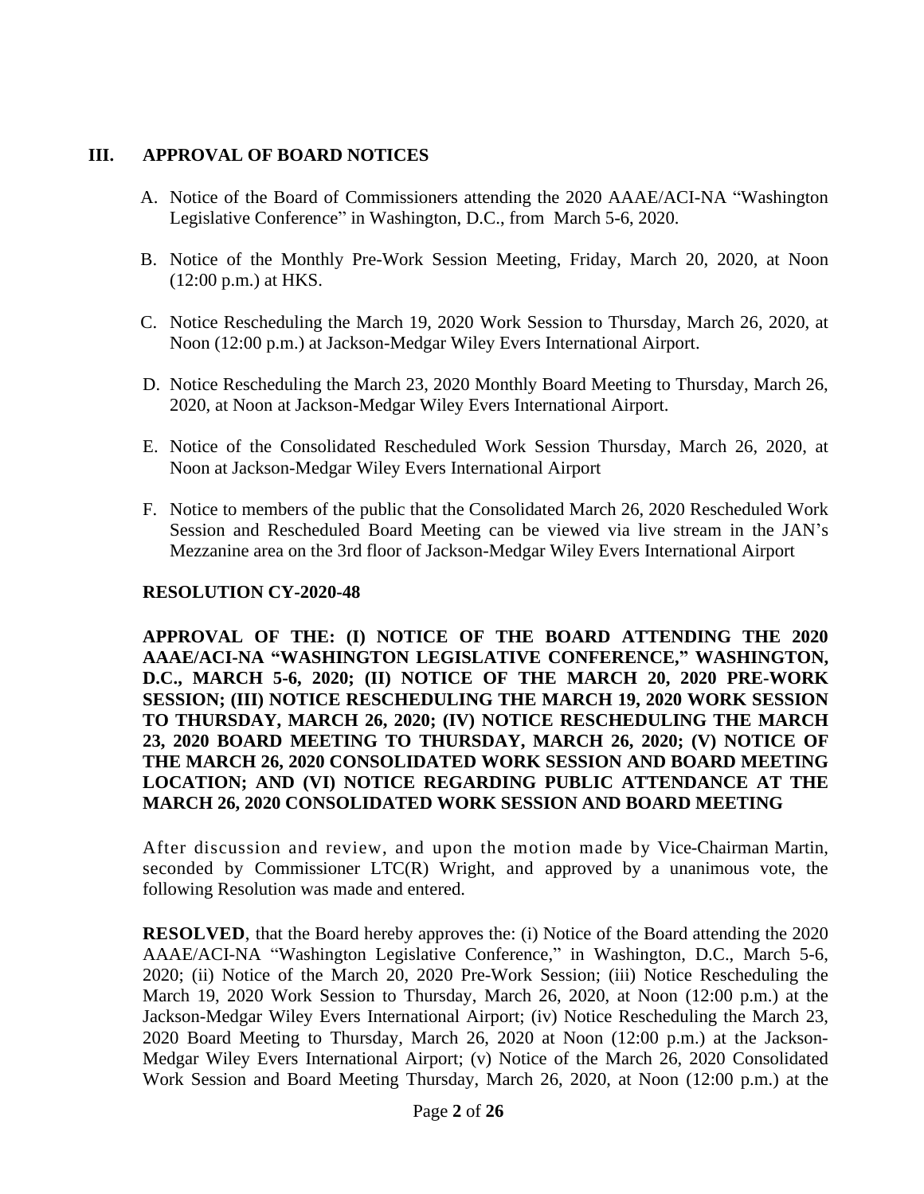## III. APPROVAL OF BOARD NOTICES

A. Notice of the Board of Commissioners attending the 2020 AAAE/ACI-NA "Washington Legislative Conference" in Washington, D.C., from March 5-6, 2020.

B. Notice of the Monthly Pre-Work Session Meeting, Friday, March 20, 2020, at Noon (12:00 p.m.) at HKS.

C. Notice Rescheduling the March 19, 2020 Work Session to Thursday, March 26, 2020, at Noon (12:00 p.m.) at Jackson-Medgar Wiley Evers International Airport.

D. Notice Rescheduling the March 23, 2020 Monthly Board Meeting to Thursday, March 26, 2020, at Noon at Jackson-Medgar Wiley Evers International Airport.

E. Notice of the Consolidated Rescheduled Work Session Thursday, March 26, 2020, at Noon at Jackson-Medgar Wiley Evers International Airport

F. Notice to members of the public that the Consolidated March 26, 2020 Rescheduled Work Session and Rescheduled Board Meeting can be viewed via live stream in the JAN's Mezzanine area on the 3rd floor of Jackson-Medgar Wiley Evers International Airport

**RESOLUTION CY-2020-48**

**APPROVAL OF THE: (I) NOTICE OF THE BOARD ATTENDING THE 2020 AAAE/ACI-NA "WASHINGTON LEGISLATIVE CONFERENCE," WASHINGTON, D.C., MARCH 5-6, 2020; (II) NOTICE OF THE MARCH 20, 2020 PRE-WORK SESSION; (III) NOTICE RESCHEDULING THE MARCH 19, 2020 WORK SESSION TO THURSDAY, MARCH 26, 2020; (IV) NOTICE RESCHEDULING THE MARCH 23, 2020 BOARD MEETING TO THURSDAY, MARCH 26, 2020; (V) NOTICE OF THE MARCH 26, 2020 CONSOLIDATED WORK SESSION AND BOARD MEETING LOCATION; AND (VI) NOTICE REGARDING PUBLIC ATTENDANCE AT THE MARCH 26, 2020 CONSOLIDATED WORK SESSION AND BOARD MEETING**

After discussion and review, and upon the motion made by Vice-Chairman Martin, seconded by Commissioner LTC(R) Wright, and approved by a unanimous vote, the following Resolution was made and entered.

**RESOLVED**, that the Board hereby approves the: (i) Notice of the Board attending the 2020 AAAE/ACI-NA "Washington Legislative Conference," in Washington, D.C., March 5-6, 2020; (ii) Notice of the March 20, 2020 Pre-Work Session; (iii) Notice Rescheduling the March 19, 2020 Work Session to Thursday, March 26, 2020, at Noon (12:00 p.m.) at the Jackson-Medgar Wiley Evers International Airport; (iv) Notice Rescheduling the March 23, 2020 Board Meeting to Thursday, March 26, 2020 at Noon (12:00 p.m.) at the Jackson-Medgar Wiley Evers International Airport; (v) Notice of the March 26, 2020 Consolidated Work Session and Board Meeting Thursday, March 26, 2020, at Noon (12:00 p.m.) at the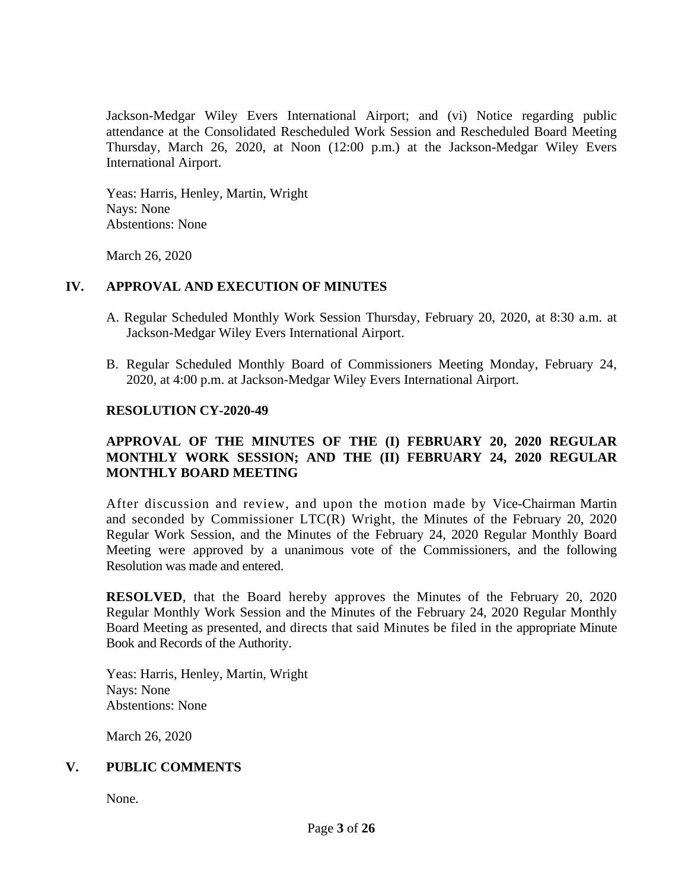Jackson-Medgar Wiley Evers International Airport; and (vi) Notice regarding public attendance at the Consolidated Rescheduled Work Session and Rescheduled Board Meeting Thursday, March 26, 2020, at Noon (12:00 p.m.) at the Jackson-Medgar Wiley Evers International Airport.

Yeas: Harris, Henley, Martin, Wright
Nays: None
Abstentions: None

March 26, 2020

## IV. APPROVAL AND EXECUTION OF MINUTES

A. Regular Scheduled Monthly Work Session Thursday, February 20, 2020, at 8:30 a.m. at Jackson-Medgar Wiley Evers International Airport.

B. Regular Scheduled Monthly Board of Commissioners Meeting Monday, February 24, 2020, at 4:00 p.m. at Jackson-Medgar Wiley Evers International Airport.

**RESOLUTION CY-2020-49**

**APPROVAL OF THE MINUTES OF THE (I) FEBRUARY 20, 2020 REGULAR MONTHLY WORK SESSION; AND THE (II) FEBRUARY 24, 2020 REGULAR MONTHLY BOARD MEETING**

After discussion and review, and upon the motion made by Vice-Chairman Martin and seconded by Commissioner LTC(R) Wright, the Minutes of the February 20, 2020 Regular Work Session, and the Minutes of the February 24, 2020 Regular Monthly Board Meeting were approved by a unanimous vote of the Commissioners, and the following Resolution was made and entered.

**RESOLVED**, that the Board hereby approves the Minutes of the February 20, 2020 Regular Monthly Work Session and the Minutes of the February 24, 2020 Regular Monthly Board Meeting as presented, and directs that said Minutes be filed in the appropriate Minute Book and Records of the Authority.

Yeas: Harris, Henley, Martin, Wright
Nays: None
Abstentions: None

March 26, 2020

## V. PUBLIC COMMENTS

None.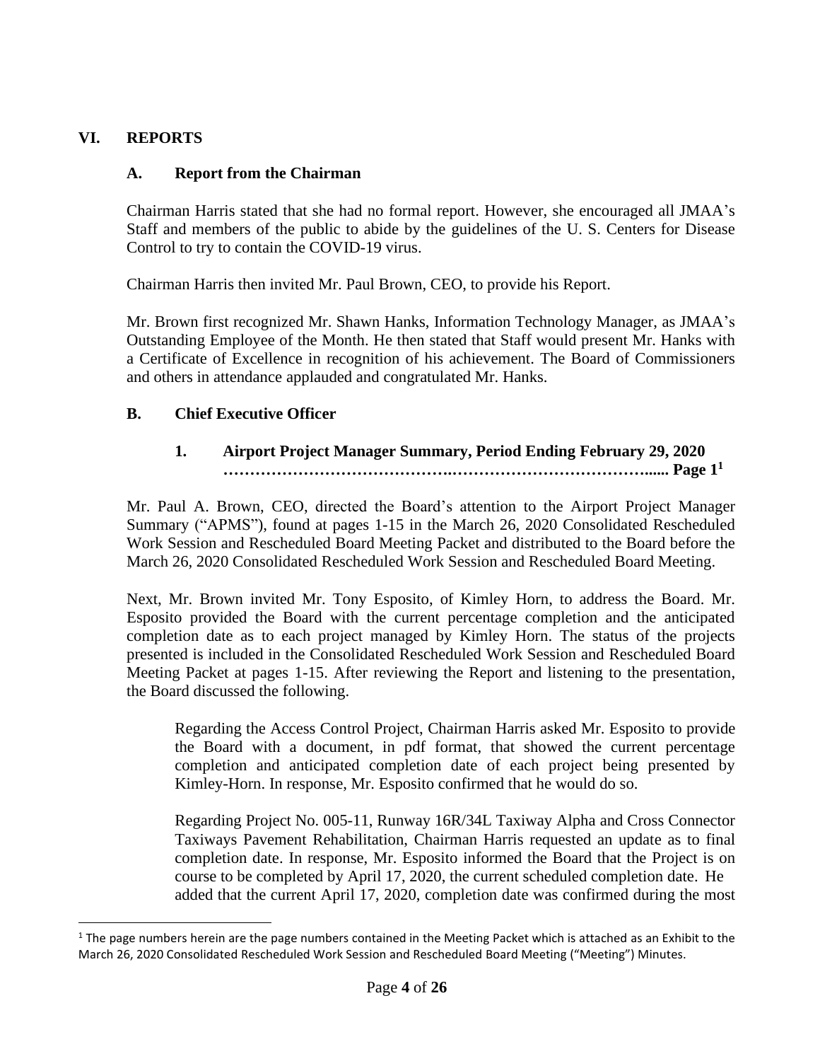## VI. REPORTS

### A. Report from the Chairman

Chairman Harris stated that she had no formal report. However, she encouraged all JMAA's Staff and members of the public to abide by the guidelines of the U. S. Centers for Disease Control to try to contain the COVID-19 virus.

Chairman Harris then invited Mr. Paul Brown, CEO, to provide his Report.

Mr. Brown first recognized Mr. Shawn Hanks, Information Technology Manager, as JMAA's Outstanding Employee of the Month. He then stated that Staff would present Mr. Hanks with a Certificate of Excellence in recognition of his achievement. The Board of Commissioners and others in attendance applauded and congratulated Mr. Hanks.

### B. Chief Executive Officer

#### 1. Airport Project Manager Summary, Period Ending February 29, 2020 ……………………………………….…………………………………...... Page 1[1]

Mr. Paul A. Brown, CEO, directed the Board's attention to the Airport Project Manager Summary ("APMS"), found at pages 1-15 in the March 26, 2020 Consolidated Rescheduled Work Session and Rescheduled Board Meeting Packet and distributed to the Board before the March 26, 2020 Consolidated Rescheduled Work Session and Rescheduled Board Meeting.

Next, Mr. Brown invited Mr. Tony Esposito, of Kimley Horn, to address the Board. Mr. Esposito provided the Board with the current percentage completion and the anticipated completion date as to each project managed by Kimley Horn. The status of the projects presented is included in the Consolidated Rescheduled Work Session and Rescheduled Board Meeting Packet at pages 1-15. After reviewing the Report and listening to the presentation, the Board discussed the following.

> Regarding the Access Control Project, Chairman Harris asked Mr. Esposito to provide the Board with a document, in pdf format, that showed the current percentage completion and anticipated completion date of each project being presented by Kimley-Horn. In response, Mr. Esposito confirmed that he would do so.
>
> Regarding Project No. 005-11, Runway 16R/34L Taxiway Alpha and Cross Connector Taxiways Pavement Rehabilitation, Chairman Harris requested an update as to final completion date. In response, Mr. Esposito informed the Board that the Project is on course to be completed by April 17, 2020, the current scheduled completion date. He added that the current April 17, 2020, completion date was confirmed during the most

[1] The page numbers herein are the page numbers contained in the Meeting Packet which is attached as an Exhibit to the March 26, 2020 Consolidated Rescheduled Work Session and Rescheduled Board Meeting ("Meeting") Minutes.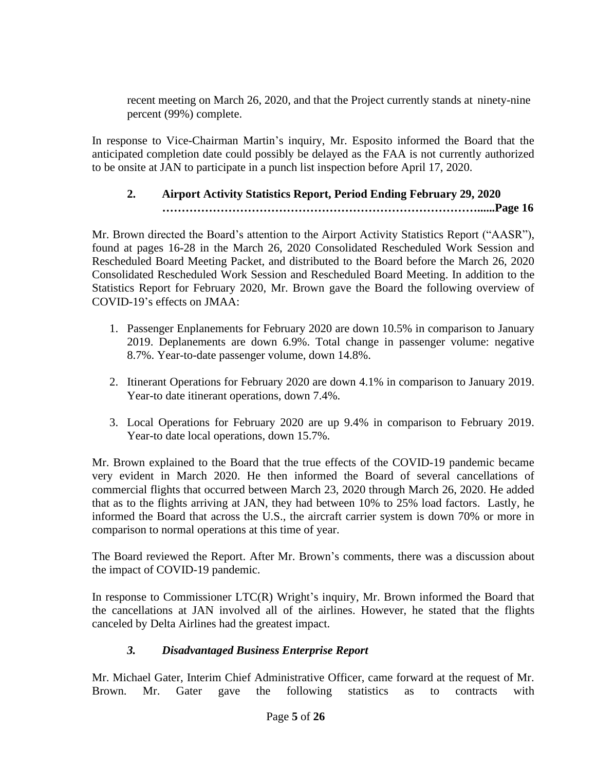recent meeting on March 26, 2020, and that the Project currently stands at ninety-nine percent (99%) complete.

In response to Vice-Chairman Martin's inquiry, Mr. Esposito informed the Board that the anticipated completion date could possibly be delayed as the FAA is not currently authorized to be onsite at JAN to participate in a punch list inspection before April 17, 2020.

### 2. Airport Activity Statistics Report, Period Ending February 29, 2020 ……………………………………………………………………......Page 16

Mr. Brown directed the Board's attention to the Airport Activity Statistics Report ("AASR"), found at pages 16-28 in the March 26, 2020 Consolidated Rescheduled Work Session and Rescheduled Board Meeting Packet, and distributed to the Board before the March 26, 2020 Consolidated Rescheduled Work Session and Rescheduled Board Meeting. In addition to the Statistics Report for February 2020, Mr. Brown gave the Board the following overview of COVID-19's effects on JMAA:

1. Passenger Enplanements for February 2020 are down 10.5% in comparison to January 2019. Deplanements are down 6.9%. Total change in passenger volume: negative 8.7%. Year-to-date passenger volume, down 14.8%.

2. Itinerant Operations for February 2020 are down 4.1% in comparison to January 2019. Year-to date itinerant operations, down 7.4%.

3. Local Operations for February 2020 are up 9.4% in comparison to February 2019. Year-to date local operations, down 15.7%.

Mr. Brown explained to the Board that the true effects of the COVID-19 pandemic became very evident in March 2020. He then informed the Board of several cancellations of commercial flights that occurred between March 23, 2020 through March 26, 2020. He added that as to the flights arriving at JAN, they had between 10% to 25% load factors. Lastly, he informed the Board that across the U.S., the aircraft carrier system is down 70% or more in comparison to normal operations at this time of year.

The Board reviewed the Report. After Mr. Brown's comments, there was a discussion about the impact of COVID-19 pandemic.

In response to Commissioner LTC(R) Wright's inquiry, Mr. Brown informed the Board that the cancellations at JAN involved all of the airlines. However, he stated that the flights canceled by Delta Airlines had the greatest impact.

### *3. Disadvantaged Business Enterprise Report*

Mr. Michael Gater, Interim Chief Administrative Officer, came forward at the request of Mr. Brown. Mr. Gater gave the following statistics as to contracts with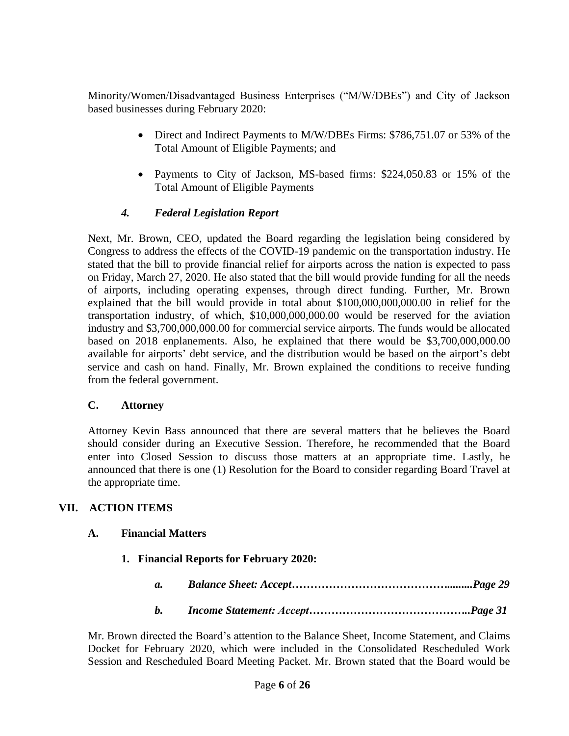Minority/Women/Disadvantaged Business Enterprises ("M/W/DBEs") and City of Jackson based businesses during February 2020:

- Direct and Indirect Payments to M/W/DBEs Firms: $786,751.07 or 53% of the Total Amount of Eligible Payments; and
- Payments to City of Jackson, MS-based firms: $224,050.83 or 15% of the Total Amount of Eligible Payments

#### *4. Federal Legislation Report*

Next, Mr. Brown, CEO, updated the Board regarding the legislation being considered by Congress to address the effects of the COVID-19 pandemic on the transportation industry. He stated that the bill to provide financial relief for airports across the nation is expected to pass on Friday, March 27, 2020. He also stated that the bill would provide funding for all the needs of airports, including operating expenses, through direct funding. Further, Mr. Brown explained that the bill would provide in total about $100,000,000,000.00 in relief for the transportation industry, of which, $10,000,000,000.00 would be reserved for the aviation industry and $3,700,000,000.00 for commercial service airports. The funds would be allocated based on 2018 enplanements. Also, he explained that there would be $3,700,000,000.00 available for airports' debt service, and the distribution would be based on the airport's debt service and cash on hand. Finally, Mr. Brown explained the conditions to receive funding from the federal government.

### C. Attorney

Attorney Kevin Bass announced that there are several matters that he believes the Board should consider during an Executive Session. Therefore, he recommended that the Board enter into Closed Session to discuss those matters at an appropriate time. Lastly, he announced that there is one (1) Resolution for the Board to consider regarding Board Travel at the appropriate time.

## VII. ACTION ITEMS

### A. Financial Matters

#### 1. Financial Reports for February 2020:

- ***a. Balance Sheet: Accept…………………………………….........Page 29***
- ***b. Income Statement: Accept……………………………………..Page 31***

Mr. Brown directed the Board's attention to the Balance Sheet, Income Statement, and Claims Docket for February 2020, which were included in the Consolidated Rescheduled Work Session and Rescheduled Board Meeting Packet. Mr. Brown stated that the Board would be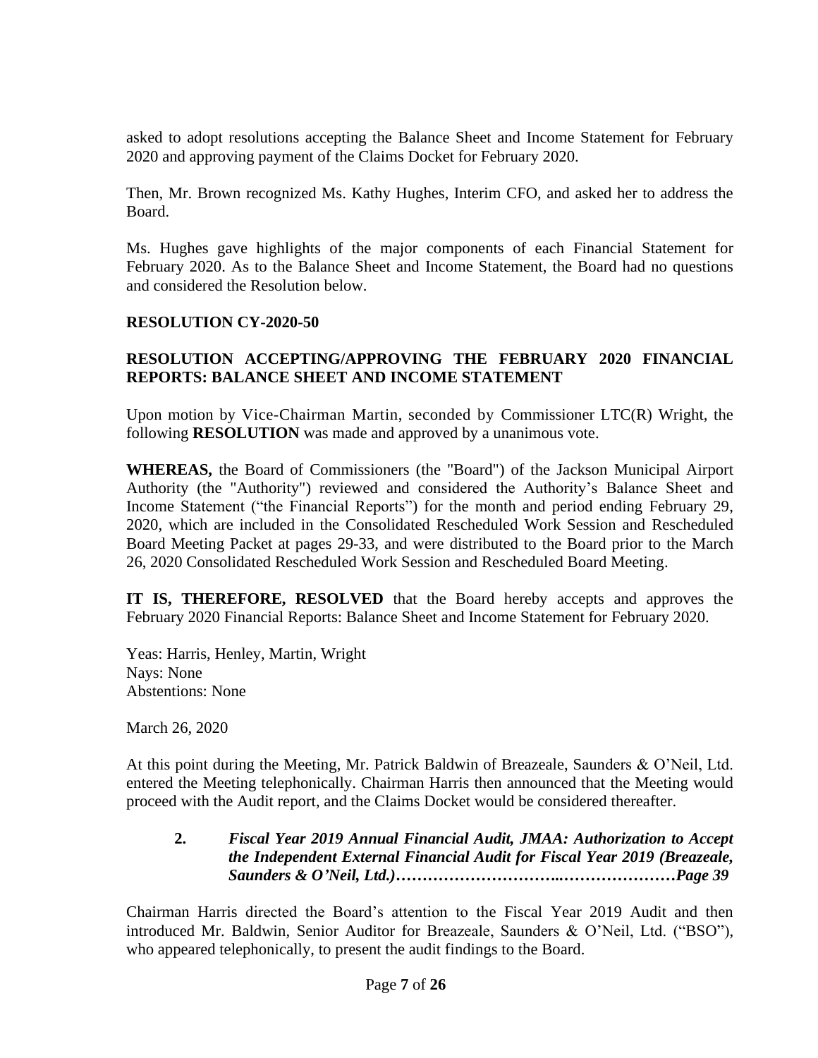asked to adopt resolutions accepting the Balance Sheet and Income Statement for February 2020 and approving payment of the Claims Docket for February 2020.

Then, Mr. Brown recognized Ms. Kathy Hughes, Interim CFO, and asked her to address the Board.

Ms. Hughes gave highlights of the major components of each Financial Statement for February 2020. As to the Balance Sheet and Income Statement, the Board had no questions and considered the Resolution below.

**RESOLUTION CY-2020-50**

**RESOLUTION ACCEPTING/APPROVING THE FEBRUARY 2020 FINANCIAL REPORTS: BALANCE SHEET AND INCOME STATEMENT**

Upon motion by Vice-Chairman Martin, seconded by Commissioner LTC(R) Wright, the following **RESOLUTION** was made and approved by a unanimous vote.

**WHEREAS,** the Board of Commissioners (the "Board") of the Jackson Municipal Airport Authority (the "Authority") reviewed and considered the Authority's Balance Sheet and Income Statement ("the Financial Reports") for the month and period ending February 29, 2020, which are included in the Consolidated Rescheduled Work Session and Rescheduled Board Meeting Packet at pages 29-33, and were distributed to the Board prior to the March 26, 2020 Consolidated Rescheduled Work Session and Rescheduled Board Meeting.

**IT IS, THEREFORE, RESOLVED** that the Board hereby accepts and approves the February 2020 Financial Reports: Balance Sheet and Income Statement for February 2020.

Yeas: Harris, Henley, Martin, Wright
Nays: None
Abstentions: None

March 26, 2020

At this point during the Meeting, Mr. Patrick Baldwin of Breazeale, Saunders & O'Neil, Ltd. entered the Meeting telephonically. Chairman Harris then announced that the Meeting would proceed with the Audit report, and the Claims Docket would be considered thereafter.

2. ***Fiscal Year 2019 Annual Financial Audit, JMAA: Authorization to Accept the Independent External Financial Audit for Fiscal Year 2019 (Breazeale, Saunders & O'Neil, Ltd.)…………………………..…………………Page 39***

Chairman Harris directed the Board's attention to the Fiscal Year 2019 Audit and then introduced Mr. Baldwin, Senior Auditor for Breazeale, Saunders & O'Neil, Ltd. ("BSO"), who appeared telephonically, to present the audit findings to the Board.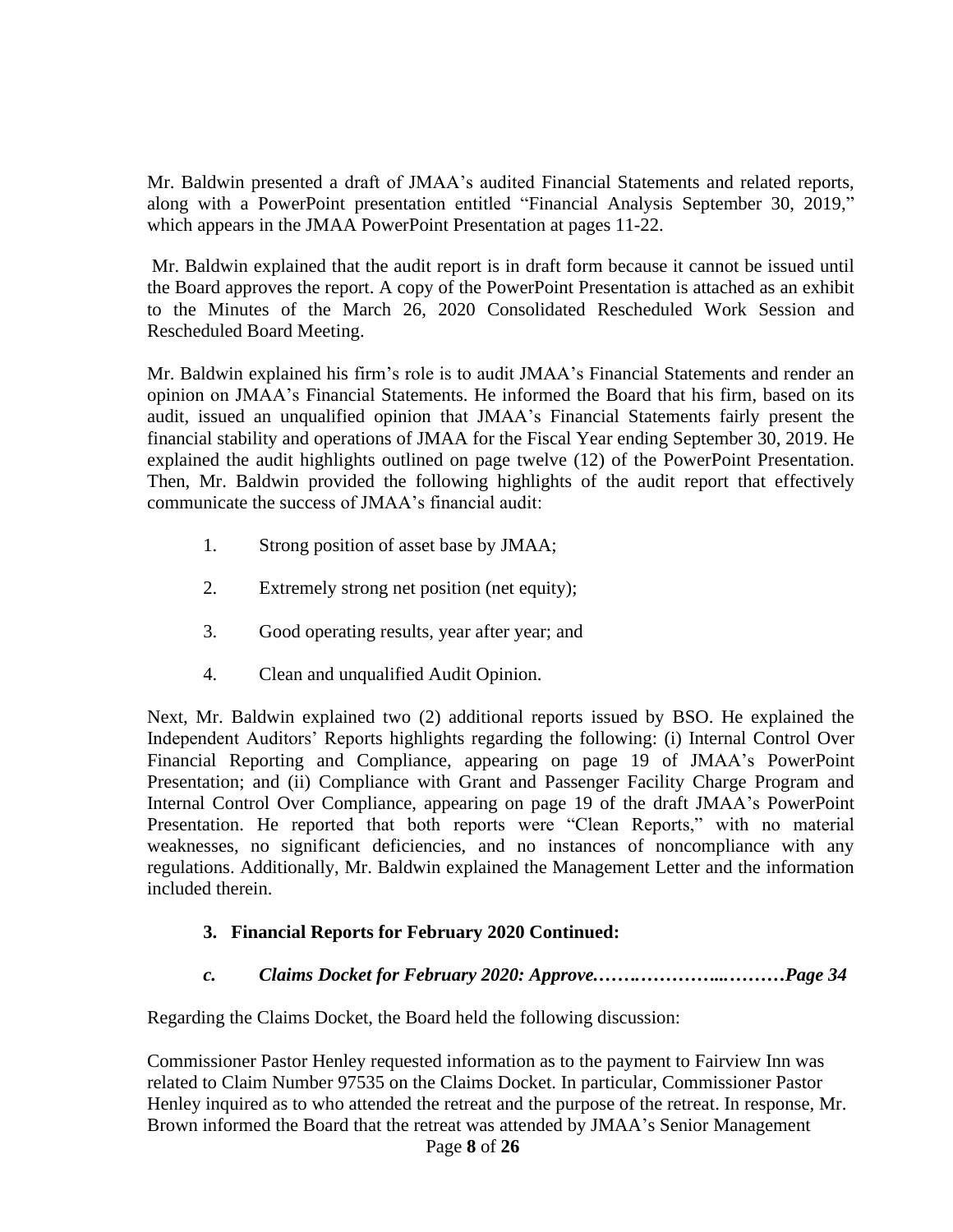Mr. Baldwin presented a draft of JMAA's audited Financial Statements and related reports, along with a PowerPoint presentation entitled "Financial Analysis September 30, 2019," which appears in the JMAA PowerPoint Presentation at pages 11-22.

Mr. Baldwin explained that the audit report is in draft form because it cannot be issued until the Board approves the report. A copy of the PowerPoint Presentation is attached as an exhibit to the Minutes of the March 26, 2020 Consolidated Rescheduled Work Session and Rescheduled Board Meeting.

Mr. Baldwin explained his firm's role is to audit JMAA's Financial Statements and render an opinion on JMAA's Financial Statements. He informed the Board that his firm, based on its audit, issued an unqualified opinion that JMAA's Financial Statements fairly present the financial stability and operations of JMAA for the Fiscal Year ending September 30, 2019. He explained the audit highlights outlined on page twelve (12) of the PowerPoint Presentation. Then, Mr. Baldwin provided the following highlights of the audit report that effectively communicate the success of JMAA's financial audit:

1. Strong position of asset base by JMAA;
2. Extremely strong net position (net equity);
3. Good operating results, year after year; and
4. Clean and unqualified Audit Opinion.

Next, Mr. Baldwin explained two (2) additional reports issued by BSO. He explained the Independent Auditors' Reports highlights regarding the following: (i) Internal Control Over Financial Reporting and Compliance, appearing on page 19 of JMAA's PowerPoint Presentation; and (ii) Compliance with Grant and Passenger Facility Charge Program and Internal Control Over Compliance, appearing on page 19 of the draft JMAA's PowerPoint Presentation. He reported that both reports were "Clean Reports," with no material weaknesses, no significant deficiencies, and no instances of noncompliance with any regulations. Additionally, Mr. Baldwin explained the Management Letter and the information included therein.

**3. Financial Reports for February 2020 Continued:**

***c. Claims Docket for February 2020: Approve.…….…………...………Page 34***

Regarding the Claims Docket, the Board held the following discussion:

Commissioner Pastor Henley requested information as to the payment to Fairview Inn was related to Claim Number 97535 on the Claims Docket. In particular, Commissioner Pastor Henley inquired as to who attended the retreat and the purpose of the retreat. In response, Mr. Brown informed the Board that the retreat was attended by JMAA's Senior Management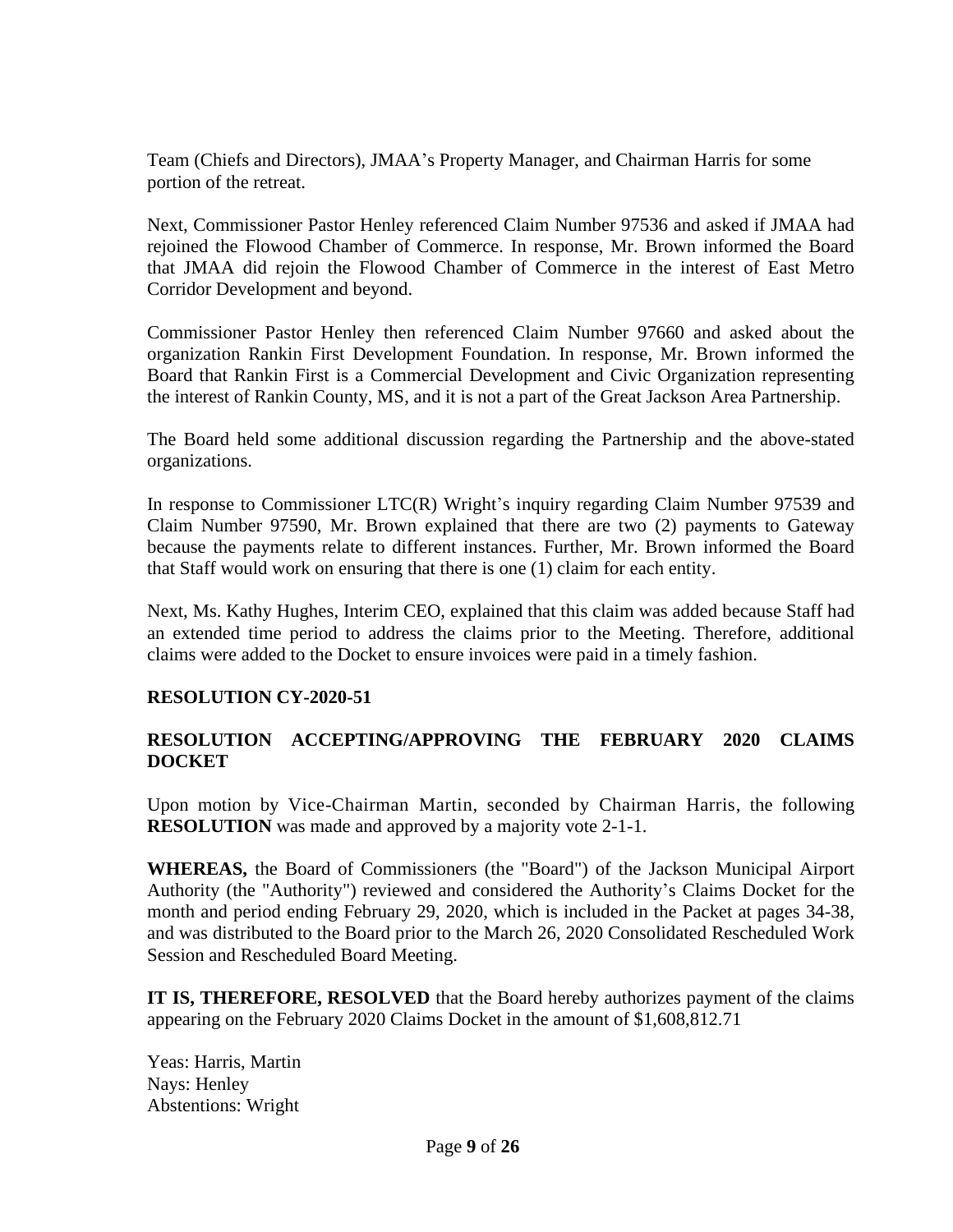Team (Chiefs and Directors), JMAA's Property Manager, and Chairman Harris for some portion of the retreat.

Next, Commissioner Pastor Henley referenced Claim Number 97536 and asked if JMAA had rejoined the Flowood Chamber of Commerce. In response, Mr. Brown informed the Board that JMAA did rejoin the Flowood Chamber of Commerce in the interest of East Metro Corridor Development and beyond.

Commissioner Pastor Henley then referenced Claim Number 97660 and asked about the organization Rankin First Development Foundation. In response, Mr. Brown informed the Board that Rankin First is a Commercial Development and Civic Organization representing the interest of Rankin County, MS, and it is not a part of the Great Jackson Area Partnership.

The Board held some additional discussion regarding the Partnership and the above-stated organizations.

In response to Commissioner LTC(R) Wright's inquiry regarding Claim Number 97539 and Claim Number 97590, Mr. Brown explained that there are two (2) payments to Gateway because the payments relate to different instances. Further, Mr. Brown informed the Board that Staff would work on ensuring that there is one (1) claim for each entity.

Next, Ms. Kathy Hughes, Interim CEO, explained that this claim was added because Staff had an extended time period to address the claims prior to the Meeting. Therefore, additional claims were added to the Docket to ensure invoices were paid in a timely fashion.

**RESOLUTION CY-2020-51**

**RESOLUTION ACCEPTING/APPROVING THE FEBRUARY 2020 CLAIMS DOCKET**

Upon motion by Vice-Chairman Martin, seconded by Chairman Harris, the following **RESOLUTION** was made and approved by a majority vote 2-1-1.

**WHEREAS,** the Board of Commissioners (the "Board") of the Jackson Municipal Airport Authority (the "Authority") reviewed and considered the Authority's Claims Docket for the month and period ending February 29, 2020, which is included in the Packet at pages 34-38, and was distributed to the Board prior to the March 26, 2020 Consolidated Rescheduled Work Session and Rescheduled Board Meeting.

**IT IS, THEREFORE, RESOLVED** that the Board hereby authorizes payment of the claims appearing on the February 2020 Claims Docket in the amount of $1,608,812.71

Yeas: Harris, Martin
Nays: Henley
Abstentions: Wright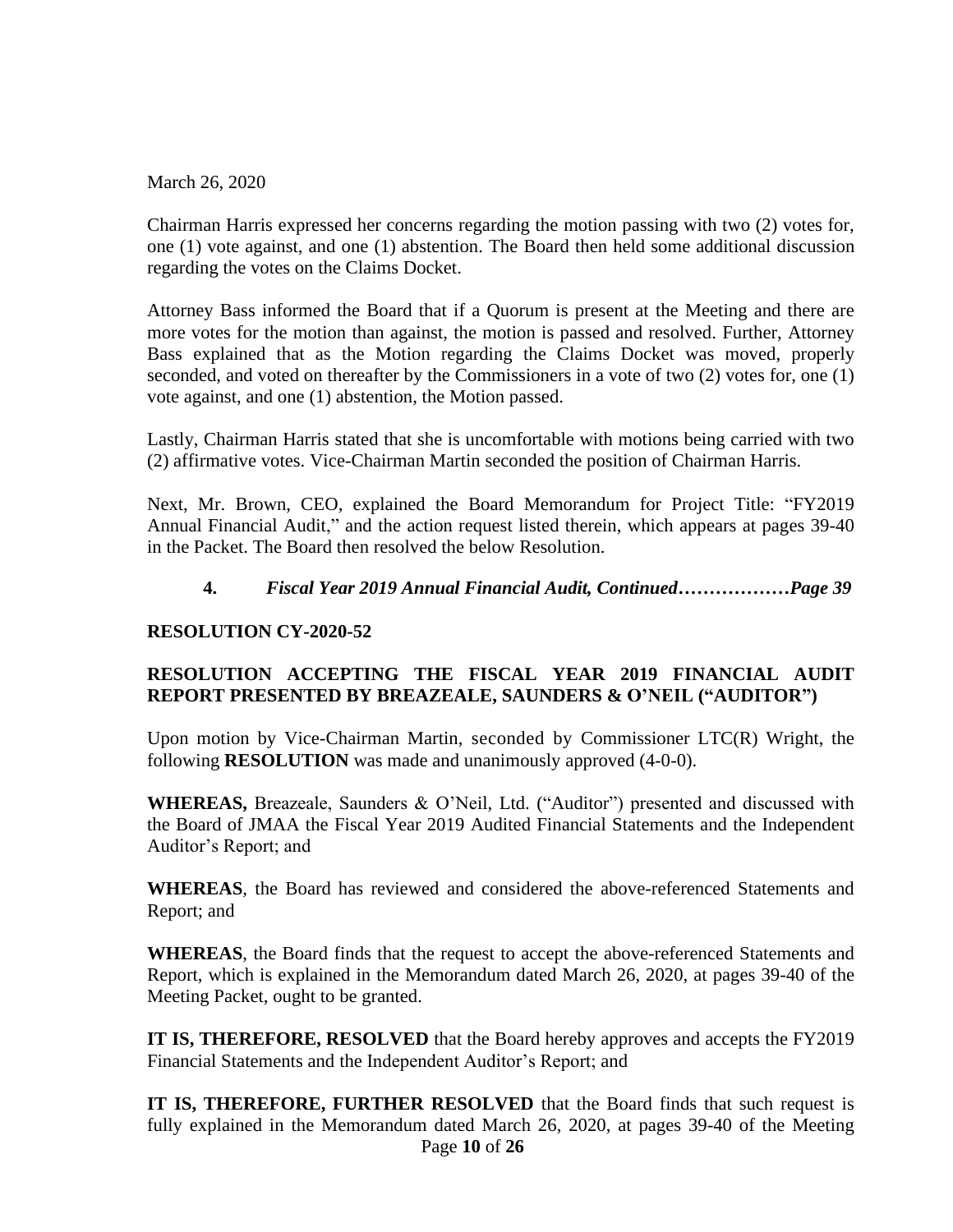March 26, 2020

Chairman Harris expressed her concerns regarding the motion passing with two (2) votes for, one (1) vote against, and one (1) abstention. The Board then held some additional discussion regarding the votes on the Claims Docket.

Attorney Bass informed the Board that if a Quorum is present at the Meeting and there are more votes for the motion than against, the motion is passed and resolved. Further, Attorney Bass explained that as the Motion regarding the Claims Docket was moved, properly seconded, and voted on thereafter by the Commissioners in a vote of two (2) votes for, one (1) vote against, and one (1) abstention, the Motion passed.

Lastly, Chairman Harris stated that she is uncomfortable with motions being carried with two (2) affirmative votes. Vice-Chairman Martin seconded the position of Chairman Harris.

Next, Mr. Brown, CEO, explained the Board Memorandum for Project Title: "FY2019 Annual Financial Audit," and the action request listed therein, which appears at pages 39-40 in the Packet. The Board then resolved the below Resolution.

**4. *Fiscal Year 2019 Annual Financial Audit, Continued………………Page 39***

**RESOLUTION CY-2020-52**

**RESOLUTION ACCEPTING THE FISCAL YEAR 2019 FINANCIAL AUDIT REPORT PRESENTED BY BREAZEALE, SAUNDERS & O'NEIL ("AUDITOR")**

Upon motion by Vice-Chairman Martin, seconded by Commissioner LTC(R) Wright, the following **RESOLUTION** was made and unanimously approved (4-0-0).

**WHEREAS,** Breazeale, Saunders & O'Neil, Ltd. ("Auditor") presented and discussed with the Board of JMAA the Fiscal Year 2019 Audited Financial Statements and the Independent Auditor's Report; and

**WHEREAS**, the Board has reviewed and considered the above-referenced Statements and Report; and

**WHEREAS**, the Board finds that the request to accept the above-referenced Statements and Report, which is explained in the Memorandum dated March 26, 2020, at pages 39-40 of the Meeting Packet, ought to be granted.

**IT IS, THEREFORE, RESOLVED** that the Board hereby approves and accepts the FY2019 Financial Statements and the Independent Auditor's Report; and

**IT IS, THEREFORE, FURTHER RESOLVED** that the Board finds that such request is fully explained in the Memorandum dated March 26, 2020, at pages 39-40 of the Meeting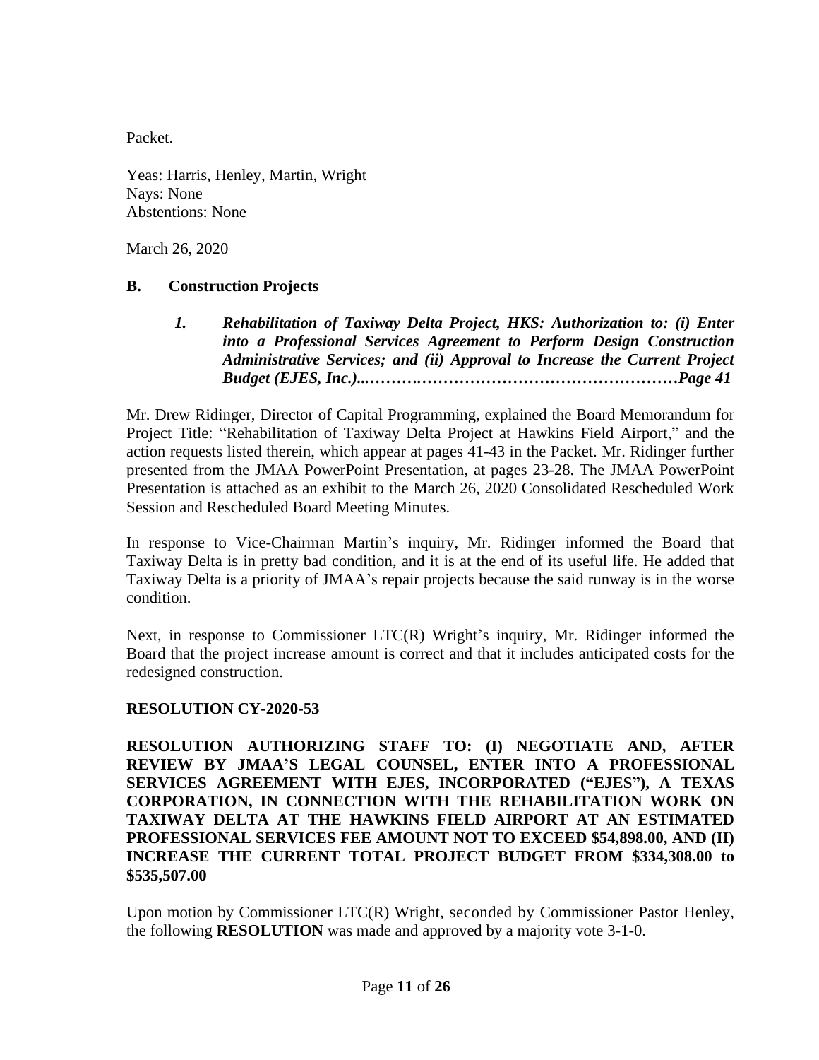Packet.

Yeas: Harris, Henley, Martin, Wright
Nays: None
Abstentions: None

March 26, 2020

## B. Construction Projects

*1. **Rehabilitation of Taxiway Delta Project, HKS: Authorization to: (i) Enter into a Professional Services Agreement to Perform Design Construction Administrative Services; and (ii) Approval to Increase the Current Project Budget (EJES, Inc.)..……….…………………………………………Page 41***

Mr. Drew Ridinger, Director of Capital Programming, explained the Board Memorandum for Project Title: "Rehabilitation of Taxiway Delta Project at Hawkins Field Airport," and the action requests listed therein, which appear at pages 41-43 in the Packet. Mr. Ridinger further presented from the JMAA PowerPoint Presentation, at pages 23-28. The JMAA PowerPoint Presentation is attached as an exhibit to the March 26, 2020 Consolidated Rescheduled Work Session and Rescheduled Board Meeting Minutes.

In response to Vice-Chairman Martin's inquiry, Mr. Ridinger informed the Board that Taxiway Delta is in pretty bad condition, and it is at the end of its useful life. He added that Taxiway Delta is a priority of JMAA's repair projects because the said runway is in the worse condition.

Next, in response to Commissioner LTC(R) Wright's inquiry, Mr. Ridinger informed the Board that the project increase amount is correct and that it includes anticipated costs for the redesigned construction.

**RESOLUTION CY-2020-53**

**RESOLUTION AUTHORIZING STAFF TO: (I) NEGOTIATE AND, AFTER REVIEW BY JMAA'S LEGAL COUNSEL, ENTER INTO A PROFESSIONAL SERVICES AGREEMENT WITH EJES, INCORPORATED ("EJES"), A TEXAS CORPORATION, IN CONNECTION WITH THE REHABILITATION WORK ON TAXIWAY DELTA AT THE HAWKINS FIELD AIRPORT AT AN ESTIMATED PROFESSIONAL SERVICES FEE AMOUNT NOT TO EXCEED $54,898.00, AND (II) INCREASE THE CURRENT TOTAL PROJECT BUDGET FROM $334,308.00 to $535,507.00**

Upon motion by Commissioner LTC(R) Wright, seconded by Commissioner Pastor Henley, the following **RESOLUTION** was made and approved by a majority vote 3-1-0.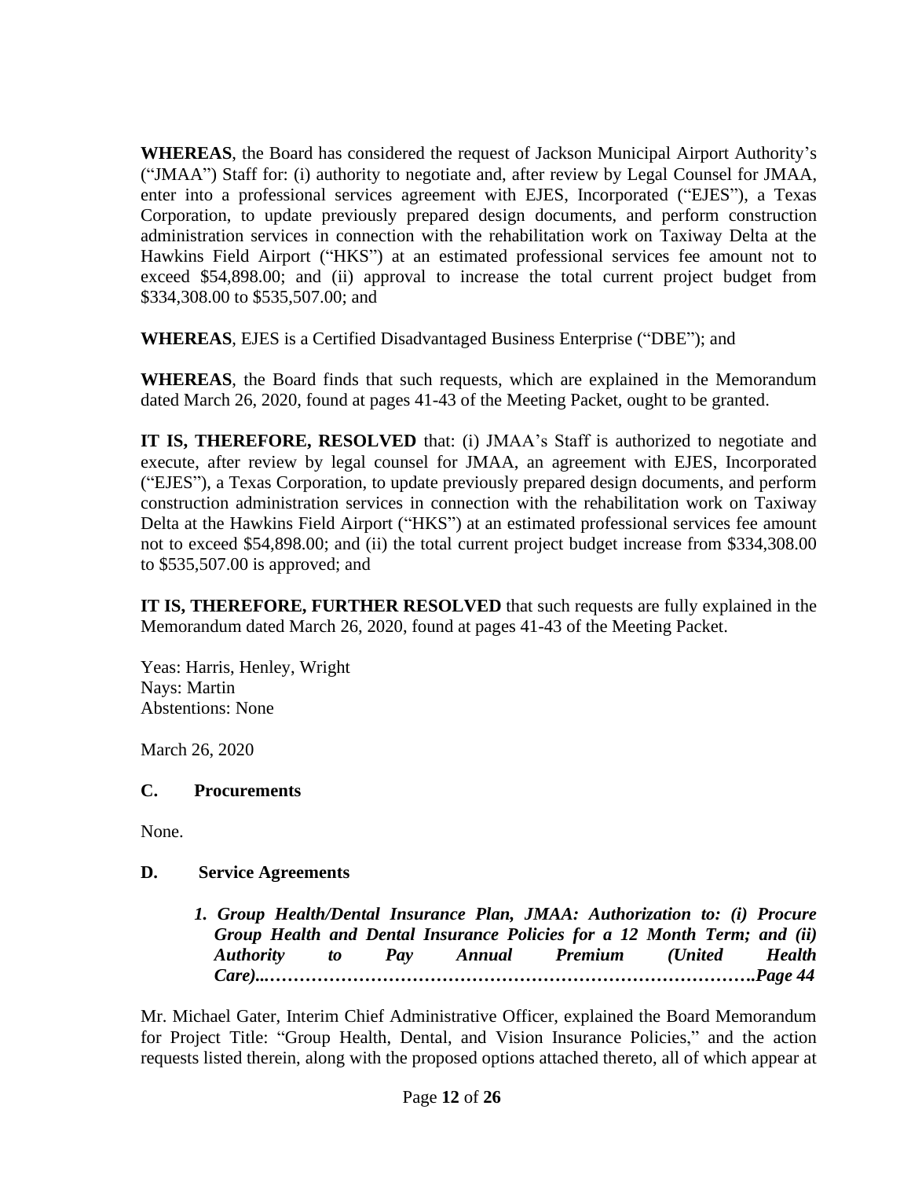**WHEREAS**, the Board has considered the request of Jackson Municipal Airport Authority's ("JMAA") Staff for: (i) authority to negotiate and, after review by Legal Counsel for JMAA, enter into a professional services agreement with EJES, Incorporated ("EJES"), a Texas Corporation, to update previously prepared design documents, and perform construction administration services in connection with the rehabilitation work on Taxiway Delta at the Hawkins Field Airport ("HKS") at an estimated professional services fee amount not to exceed $54,898.00; and (ii) approval to increase the total current project budget from $334,308.00 to $535,507.00; and

**WHEREAS**, EJES is a Certified Disadvantaged Business Enterprise ("DBE"); and

**WHEREAS**, the Board finds that such requests, which are explained in the Memorandum dated March 26, 2020, found at pages 41-43 of the Meeting Packet, ought to be granted.

**IT IS, THEREFORE, RESOLVED** that: (i) JMAA's Staff is authorized to negotiate and execute, after review by legal counsel for JMAA, an agreement with EJES, Incorporated ("EJES"), a Texas Corporation, to update previously prepared design documents, and perform construction administration services in connection with the rehabilitation work on Taxiway Delta at the Hawkins Field Airport ("HKS") at an estimated professional services fee amount not to exceed $54,898.00; and (ii) the total current project budget increase from $334,308.00 to $535,507.00 is approved; and

**IT IS, THEREFORE, FURTHER RESOLVED** that such requests are fully explained in the Memorandum dated March 26, 2020, found at pages 41-43 of the Meeting Packet.

Yeas: Harris, Henley, Wright
Nays: Martin
Abstentions: None

March 26, 2020

### C. Procurements

None.

### D. Service Agreements

***1. Group Health/Dental Insurance Plan, JMAA: Authorization to: (i) Procure Group Health and Dental Insurance Policies for a 12 Month Term; and (ii) Authority to Pay Annual Premium (United Health Care)...…………………………………………………………………….Page 44***

Mr. Michael Gater, Interim Chief Administrative Officer, explained the Board Memorandum for Project Title: "Group Health, Dental, and Vision Insurance Policies," and the action requests listed therein, along with the proposed options attached thereto, all of which appear at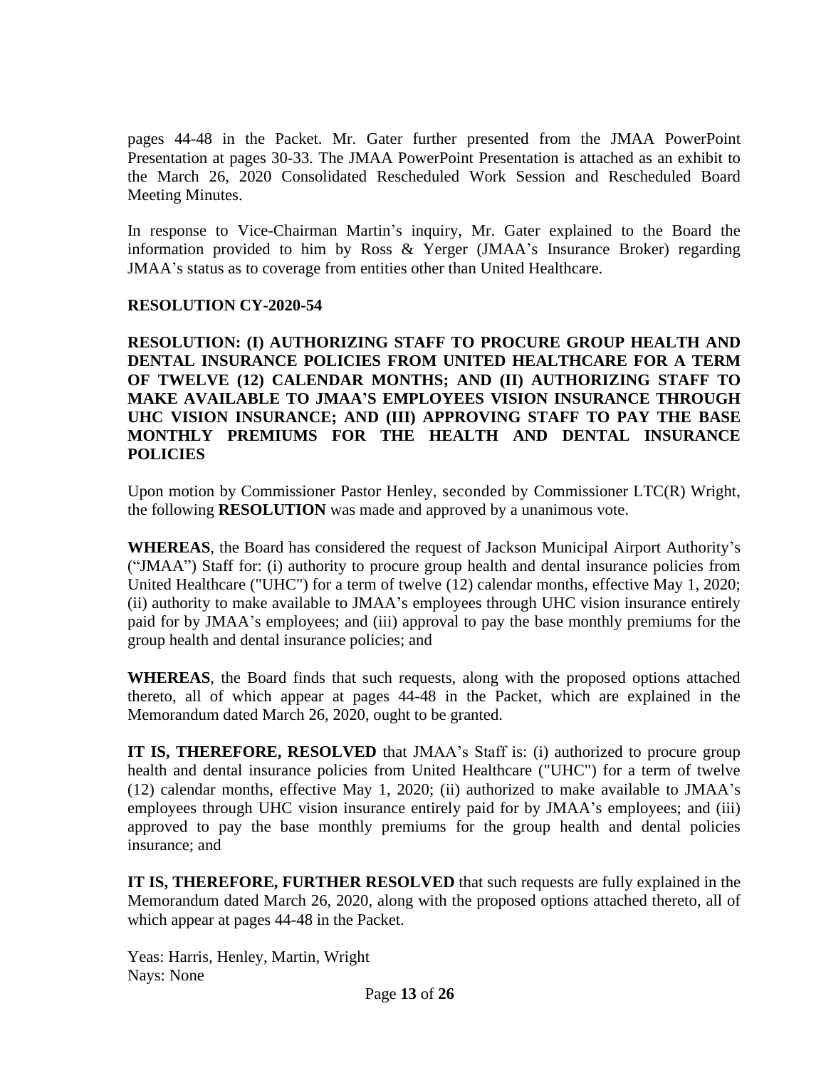pages 44-48 in the Packet. Mr. Gater further presented from the JMAA PowerPoint Presentation at pages 30-33. The JMAA PowerPoint Presentation is attached as an exhibit to the March 26, 2020 Consolidated Rescheduled Work Session and Rescheduled Board Meeting Minutes.

In response to Vice-Chairman Martin's inquiry, Mr. Gater explained to the Board the information provided to him by Ross & Yerger (JMAA's Insurance Broker) regarding JMAA's status as to coverage from entities other than United Healthcare.

**RESOLUTION CY-2020-54**

**RESOLUTION: (I) AUTHORIZING STAFF TO PROCURE GROUP HEALTH AND DENTAL INSURANCE POLICIES FROM UNITED HEALTHCARE FOR A TERM OF TWELVE (12) CALENDAR MONTHS; AND (II) AUTHORIZING STAFF TO MAKE AVAILABLE TO JMAA'S EMPLOYEES VISION INSURANCE THROUGH UHC VISION INSURANCE; AND (III) APPROVING STAFF TO PAY THE BASE MONTHLY PREMIUMS FOR THE HEALTH AND DENTAL INSURANCE POLICIES**

Upon motion by Commissioner Pastor Henley, seconded by Commissioner LTC(R) Wright, the following **RESOLUTION** was made and approved by a unanimous vote.

**WHEREAS**, the Board has considered the request of Jackson Municipal Airport Authority's ("JMAA") Staff for: (i) authority to procure group health and dental insurance policies from United Healthcare ("UHC") for a term of twelve (12) calendar months, effective May 1, 2020; (ii) authority to make available to JMAA's employees through UHC vision insurance entirely paid for by JMAA's employees; and (iii) approval to pay the base monthly premiums for the group health and dental insurance policies; and

**WHEREAS**, the Board finds that such requests, along with the proposed options attached thereto, all of which appear at pages 44-48 in the Packet, which are explained in the Memorandum dated March 26, 2020, ought to be granted.

**IT IS, THEREFORE, RESOLVED** that JMAA's Staff is: (i) authorized to procure group health and dental insurance policies from United Healthcare ("UHC") for a term of twelve (12) calendar months, effective May 1, 2020; (ii) authorized to make available to JMAA's employees through UHC vision insurance entirely paid for by JMAA's employees; and (iii) approved to pay the base monthly premiums for the group health and dental policies insurance; and

**IT IS, THEREFORE, FURTHER RESOLVED** that such requests are fully explained in the Memorandum dated March 26, 2020, along with the proposed options attached thereto, all of which appear at pages 44-48 in the Packet.

Yeas: Harris, Henley, Martin, Wright
Nays: None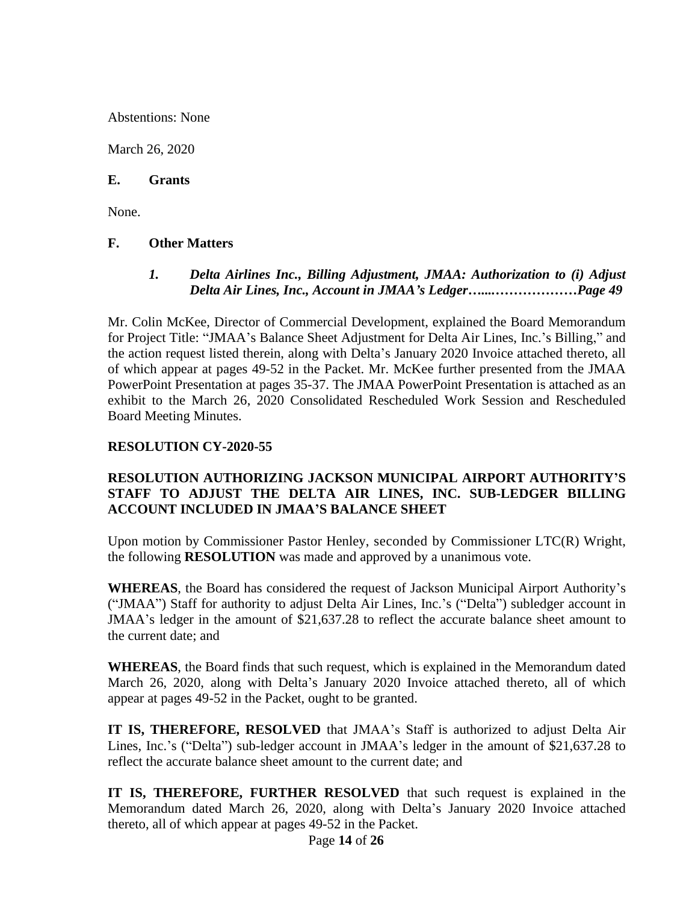Abstentions: None

March 26, 2020

**E. Grants**

None.

**F. Other Matters**

***1. Delta Airlines Inc., Billing Adjustment, JMAA: Authorization to (i) Adjust Delta Air Lines, Inc., Account in JMAA's Ledger…....………………Page 49***

Mr. Colin McKee, Director of Commercial Development, explained the Board Memorandum for Project Title: "JMAA's Balance Sheet Adjustment for Delta Air Lines, Inc.'s Billing," and the action request listed therein, along with Delta's January 2020 Invoice attached thereto, all of which appear at pages 49-52 in the Packet. Mr. McKee further presented from the JMAA PowerPoint Presentation at pages 35-37. The JMAA PowerPoint Presentation is attached as an exhibit to the March 26, 2020 Consolidated Rescheduled Work Session and Rescheduled Board Meeting Minutes.

**RESOLUTION CY-2020-55**

**RESOLUTION AUTHORIZING JACKSON MUNICIPAL AIRPORT AUTHORITY'S STAFF TO ADJUST THE DELTA AIR LINES, INC. SUB-LEDGER BILLING ACCOUNT INCLUDED IN JMAA'S BALANCE SHEET**

Upon motion by Commissioner Pastor Henley, seconded by Commissioner LTC(R) Wright, the following **RESOLUTION** was made and approved by a unanimous vote.

**WHEREAS**, the Board has considered the request of Jackson Municipal Airport Authority's ("JMAA") Staff for authority to adjust Delta Air Lines, Inc.'s ("Delta") subledger account in JMAA's ledger in the amount of $21,637.28 to reflect the accurate balance sheet amount to the current date; and

**WHEREAS**, the Board finds that such request, which is explained in the Memorandum dated March 26, 2020, along with Delta's January 2020 Invoice attached thereto, all of which appear at pages 49-52 in the Packet, ought to be granted.

**IT IS, THEREFORE, RESOLVED** that JMAA's Staff is authorized to adjust Delta Air Lines, Inc.'s ("Delta") sub-ledger account in JMAA's ledger in the amount of $21,637.28 to reflect the accurate balance sheet amount to the current date; and

**IT IS, THEREFORE, FURTHER RESOLVED** that such request is explained in the Memorandum dated March 26, 2020, along with Delta's January 2020 Invoice attached thereto, all of which appear at pages 49-52 in the Packet.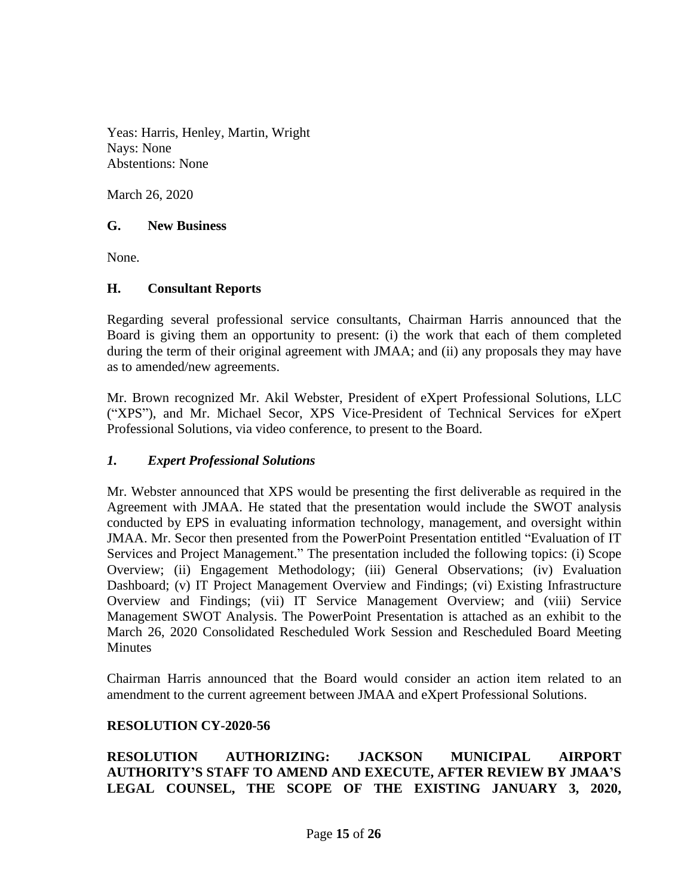Yeas: Harris, Henley, Martin, Wright
Nays: None
Abstentions: None

March 26, 2020

## G. New Business

None.

## H. Consultant Reports

Regarding several professional service consultants, Chairman Harris announced that the Board is giving them an opportunity to present: (i) the work that each of them completed during the term of their original agreement with JMAA; and (ii) any proposals they may have as to amended/new agreements.

Mr. Brown recognized Mr. Akil Webster, President of eXpert Professional Solutions, LLC ("XPS"), and Mr. Michael Secor, XPS Vice-President of Technical Services for eXpert Professional Solutions, via video conference, to present to the Board.

### *1. Expert Professional Solutions*

Mr. Webster announced that XPS would be presenting the first deliverable as required in the Agreement with JMAA. He stated that the presentation would include the SWOT analysis conducted by EPS in evaluating information technology, management, and oversight within JMAA. Mr. Secor then presented from the PowerPoint Presentation entitled "Evaluation of IT Services and Project Management." The presentation included the following topics: (i) Scope Overview; (ii) Engagement Methodology; (iii) General Observations; (iv) Evaluation Dashboard; (v) IT Project Management Overview and Findings; (vi) Existing Infrastructure Overview and Findings; (vii) IT Service Management Overview; and (viii) Service Management SWOT Analysis. The PowerPoint Presentation is attached as an exhibit to the March 26, 2020 Consolidated Rescheduled Work Session and Rescheduled Board Meeting Minutes

Chairman Harris announced that the Board would consider an action item related to an amendment to the current agreement between JMAA and eXpert Professional Solutions.

**RESOLUTION CY-2020-56**

**RESOLUTION AUTHORIZING: JACKSON MUNICIPAL AIRPORT AUTHORITY'S STAFF TO AMEND AND EXECUTE, AFTER REVIEW BY JMAA'S LEGAL COUNSEL, THE SCOPE OF THE EXISTING JANUARY 3, 2020,**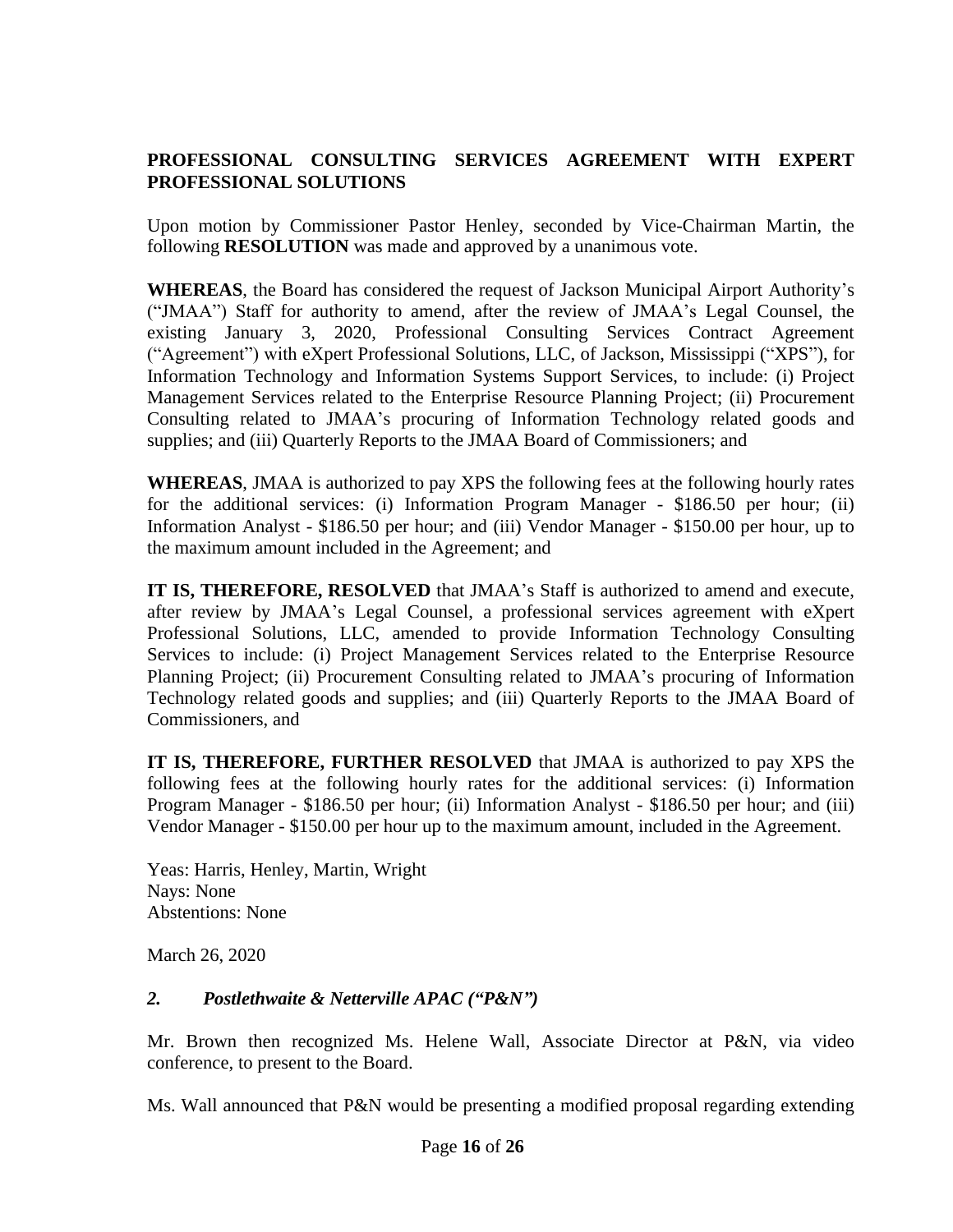**PROFESSIONAL CONSULTING SERVICES AGREEMENT WITH EXPERT PROFESSIONAL SOLUTIONS**

Upon motion by Commissioner Pastor Henley, seconded by Vice-Chairman Martin, the following **RESOLUTION** was made and approved by a unanimous vote.

**WHEREAS**, the Board has considered the request of Jackson Municipal Airport Authority's ("JMAA") Staff for authority to amend, after the review of JMAA's Legal Counsel, the existing January 3, 2020, Professional Consulting Services Contract Agreement ("Agreement") with eXpert Professional Solutions, LLC, of Jackson, Mississippi ("XPS"), for Information Technology and Information Systems Support Services, to include: (i) Project Management Services related to the Enterprise Resource Planning Project; (ii) Procurement Consulting related to JMAA's procuring of Information Technology related goods and supplies; and (iii) Quarterly Reports to the JMAA Board of Commissioners; and

**WHEREAS**, JMAA is authorized to pay XPS the following fees at the following hourly rates for the additional services: (i) Information Program Manager - $186.50 per hour; (ii) Information Analyst - $186.50 per hour; and (iii) Vendor Manager - $150.00 per hour, up to the maximum amount included in the Agreement; and

**IT IS, THEREFORE, RESOLVED** that JMAA's Staff is authorized to amend and execute, after review by JMAA's Legal Counsel, a professional services agreement with eXpert Professional Solutions, LLC, amended to provide Information Technology Consulting Services to include: (i) Project Management Services related to the Enterprise Resource Planning Project; (ii) Procurement Consulting related to JMAA's procuring of Information Technology related goods and supplies; and (iii) Quarterly Reports to the JMAA Board of Commissioners, and

**IT IS, THEREFORE, FURTHER RESOLVED** that JMAA is authorized to pay XPS the following fees at the following hourly rates for the additional services: (i) Information Program Manager - $186.50 per hour; (ii) Information Analyst - $186.50 per hour; and (iii) Vendor Manager - $150.00 per hour up to the maximum amount, included in the Agreement.

Yeas: Harris, Henley, Martin, Wright
Nays: None
Abstentions: None

March 26, 2020

*2. Postlethwaite & Netterville APAC ("P&N")*

Mr. Brown then recognized Ms. Helene Wall, Associate Director at P&N, via video conference, to present to the Board.

Ms. Wall announced that P&N would be presenting a modified proposal regarding extending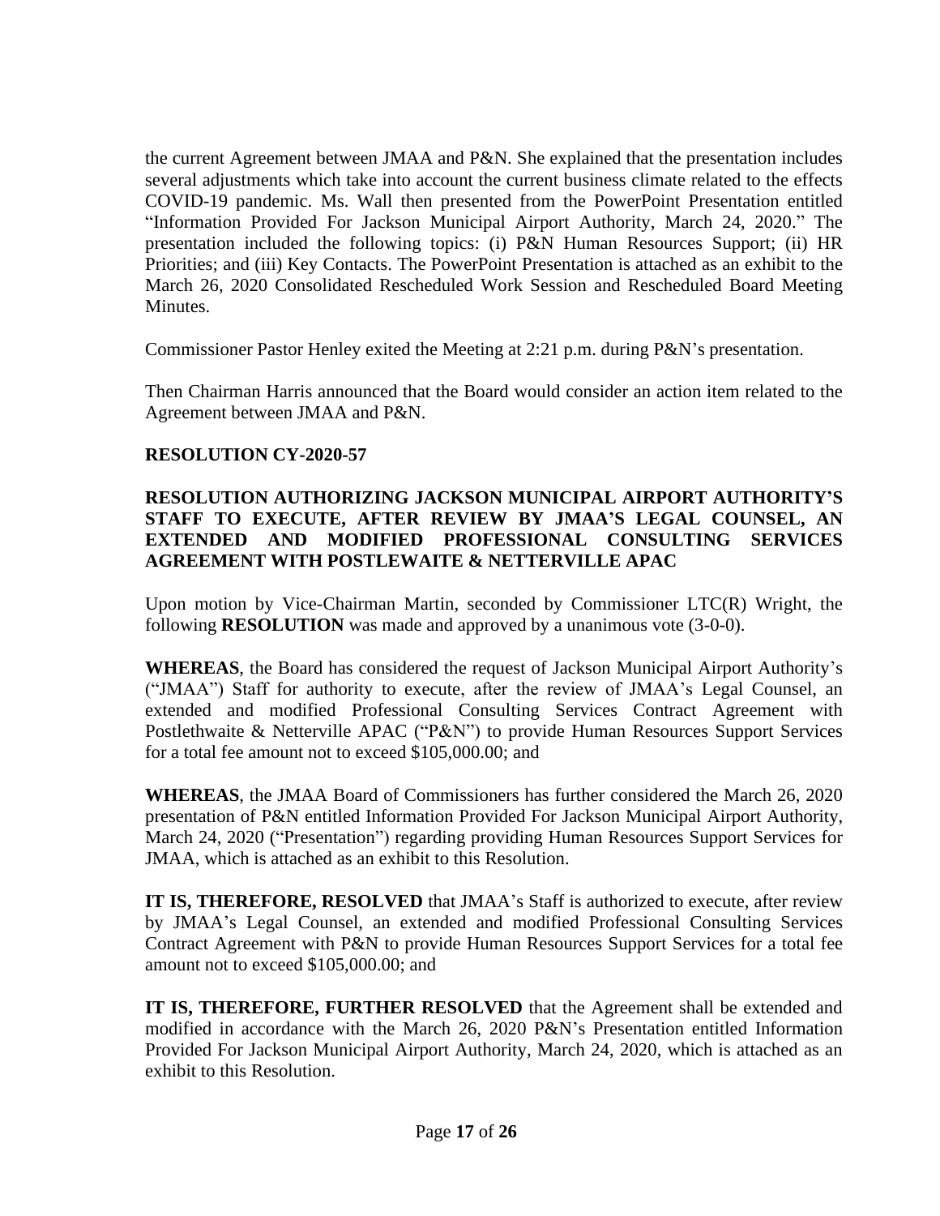the current Agreement between JMAA and P&N. She explained that the presentation includes several adjustments which take into account the current business climate related to the effects COVID-19 pandemic. Ms. Wall then presented from the PowerPoint Presentation entitled "Information Provided For Jackson Municipal Airport Authority, March 24, 2020." The presentation included the following topics: (i) P&N Human Resources Support; (ii) HR Priorities; and (iii) Key Contacts. The PowerPoint Presentation is attached as an exhibit to the March 26, 2020 Consolidated Rescheduled Work Session and Rescheduled Board Meeting Minutes.

Commissioner Pastor Henley exited the Meeting at 2:21 p.m. during P&N's presentation.

Then Chairman Harris announced that the Board would consider an action item related to the Agreement between JMAA and P&N.

**RESOLUTION CY-2020-57**

**RESOLUTION AUTHORIZING JACKSON MUNICIPAL AIRPORT AUTHORITY'S STAFF TO EXECUTE, AFTER REVIEW BY JMAA'S LEGAL COUNSEL, AN EXTENDED AND MODIFIED PROFESSIONAL CONSULTING SERVICES AGREEMENT WITH POSTLEWAITE & NETTERVILLE APAC**

Upon motion by Vice-Chairman Martin, seconded by Commissioner LTC(R) Wright, the following **RESOLUTION** was made and approved by a unanimous vote (3-0-0).

**WHEREAS**, the Board has considered the request of Jackson Municipal Airport Authority's ("JMAA") Staff for authority to execute, after the review of JMAA's Legal Counsel, an extended and modified Professional Consulting Services Contract Agreement with Postlethwaite & Netterville APAC ("P&N") to provide Human Resources Support Services for a total fee amount not to exceed $105,000.00; and

**WHEREAS**, the JMAA Board of Commissioners has further considered the March 26, 2020 presentation of P&N entitled Information Provided For Jackson Municipal Airport Authority, March 24, 2020 ("Presentation") regarding providing Human Resources Support Services for JMAA, which is attached as an exhibit to this Resolution.

**IT IS, THEREFORE, RESOLVED** that JMAA's Staff is authorized to execute, after review by JMAA's Legal Counsel, an extended and modified Professional Consulting Services Contract Agreement with P&N to provide Human Resources Support Services for a total fee amount not to exceed $105,000.00; and

**IT IS, THEREFORE, FURTHER RESOLVED** that the Agreement shall be extended and modified in accordance with the March 26, 2020 P&N's Presentation entitled Information Provided For Jackson Municipal Airport Authority, March 24, 2020, which is attached as an exhibit to this Resolution.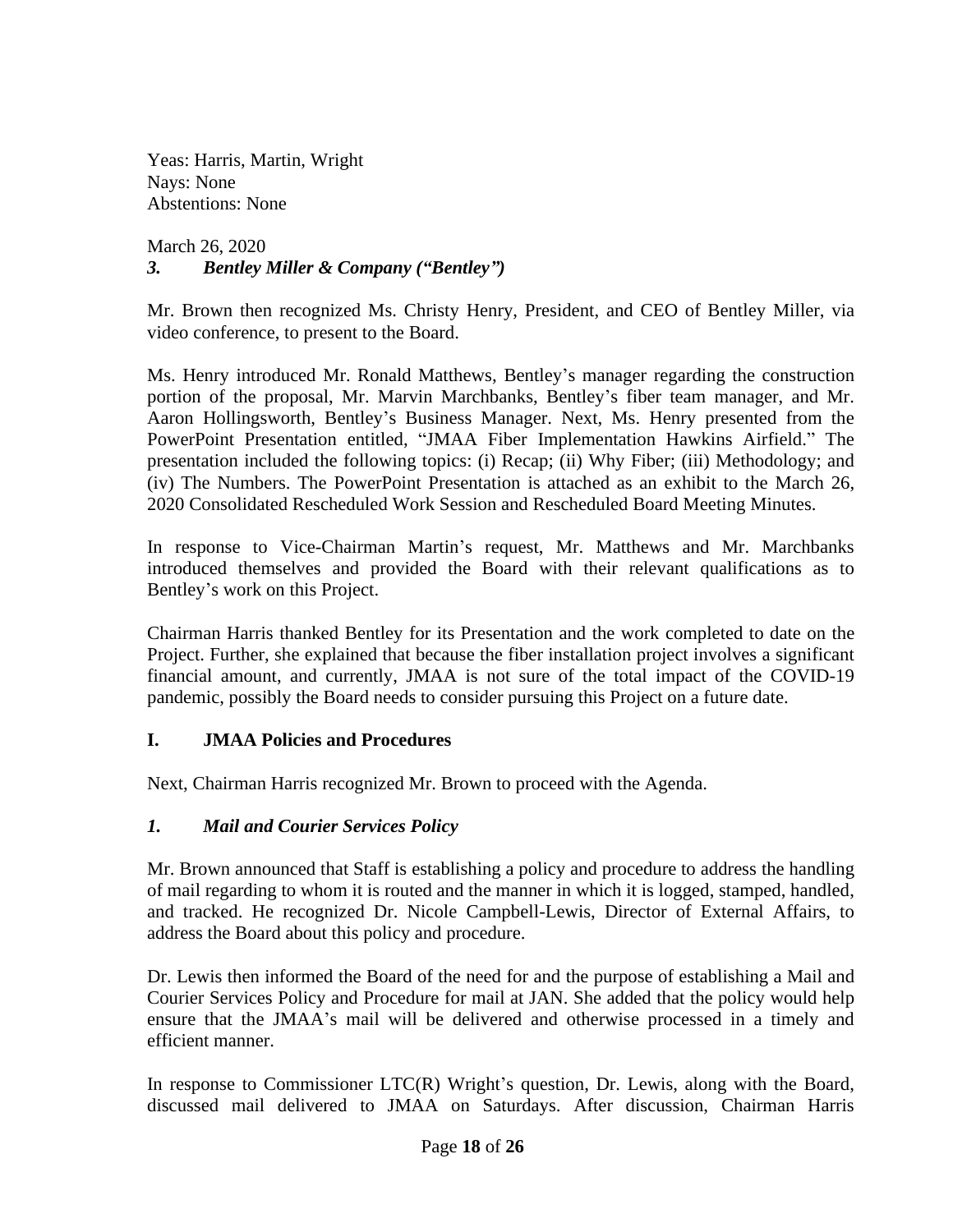Yeas: Harris, Martin, Wright
Nays: None
Abstentions: None

March 26, 2020

### *3. Bentley Miller & Company ("Bentley")*

Mr. Brown then recognized Ms. Christy Henry, President, and CEO of Bentley Miller, via video conference, to present to the Board.

Ms. Henry introduced Mr. Ronald Matthews, Bentley's manager regarding the construction portion of the proposal, Mr. Marvin Marchbanks, Bentley's fiber team manager, and Mr. Aaron Hollingsworth, Bentley's Business Manager. Next, Ms. Henry presented from the PowerPoint Presentation entitled, "JMAA Fiber Implementation Hawkins Airfield." The presentation included the following topics: (i) Recap; (ii) Why Fiber; (iii) Methodology; and (iv) The Numbers. The PowerPoint Presentation is attached as an exhibit to the March 26, 2020 Consolidated Rescheduled Work Session and Rescheduled Board Meeting Minutes.

In response to Vice-Chairman Martin's request, Mr. Matthews and Mr. Marchbanks introduced themselves and provided the Board with their relevant qualifications as to Bentley's work on this Project.

Chairman Harris thanked Bentley for its Presentation and the work completed to date on the Project. Further, she explained that because the fiber installation project involves a significant financial amount, and currently, JMAA is not sure of the total impact of the COVID-19 pandemic, possibly the Board needs to consider pursuing this Project on a future date.

## I. JMAA Policies and Procedures

Next, Chairman Harris recognized Mr. Brown to proceed with the Agenda.

### *1. Mail and Courier Services Policy*

Mr. Brown announced that Staff is establishing a policy and procedure to address the handling of mail regarding to whom it is routed and the manner in which it is logged, stamped, handled, and tracked. He recognized Dr. Nicole Campbell-Lewis, Director of External Affairs, to address the Board about this policy and procedure.

Dr. Lewis then informed the Board of the need for and the purpose of establishing a Mail and Courier Services Policy and Procedure for mail at JAN. She added that the policy would help ensure that the JMAA's mail will be delivered and otherwise processed in a timely and efficient manner.

In response to Commissioner LTC(R) Wright's question, Dr. Lewis, along with the Board, discussed mail delivered to JMAA on Saturdays. After discussion, Chairman Harris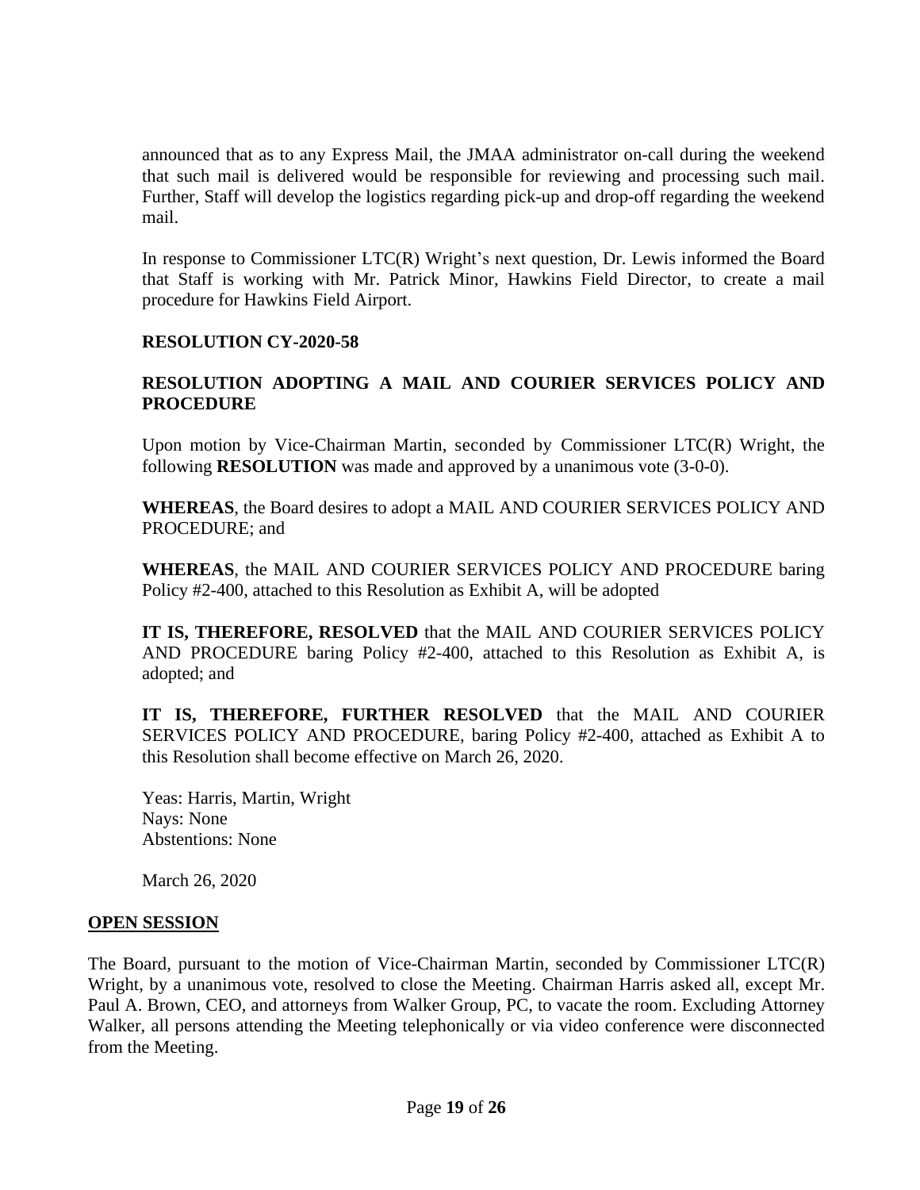announced that as to any Express Mail, the JMAA administrator on-call during the weekend that such mail is delivered would be responsible for reviewing and processing such mail. Further, Staff will develop the logistics regarding pick-up and drop-off regarding the weekend mail.

In response to Commissioner LTC(R) Wright's next question, Dr. Lewis informed the Board that Staff is working with Mr. Patrick Minor, Hawkins Field Director, to create a mail procedure for Hawkins Field Airport.

**RESOLUTION CY-2020-58**

**RESOLUTION ADOPTING A MAIL AND COURIER SERVICES POLICY AND PROCEDURE**

Upon motion by Vice-Chairman Martin, seconded by Commissioner LTC(R) Wright, the following **RESOLUTION** was made and approved by a unanimous vote (3-0-0).

**WHEREAS**, the Board desires to adopt a MAIL AND COURIER SERVICES POLICY AND PROCEDURE; and

**WHEREAS**, the MAIL AND COURIER SERVICES POLICY AND PROCEDURE baring Policy #2-400, attached to this Resolution as Exhibit A, will be adopted

**IT IS, THEREFORE, RESOLVED** that the MAIL AND COURIER SERVICES POLICY AND PROCEDURE baring Policy #2-400, attached to this Resolution as Exhibit A, is adopted; and

**IT IS, THEREFORE, FURTHER RESOLVED** that the MAIL AND COURIER SERVICES POLICY AND PROCEDURE, baring Policy #2-400, attached as Exhibit A to this Resolution shall become effective on March 26, 2020.

Yeas: Harris, Martin, Wright
Nays: None
Abstentions: None

March 26, 2020

## OPEN SESSION

The Board, pursuant to the motion of Vice-Chairman Martin, seconded by Commissioner LTC(R) Wright, by a unanimous vote, resolved to close the Meeting. Chairman Harris asked all, except Mr. Paul A. Brown, CEO, and attorneys from Walker Group, PC, to vacate the room. Excluding Attorney Walker, all persons attending the Meeting telephonically or via video conference were disconnected from the Meeting.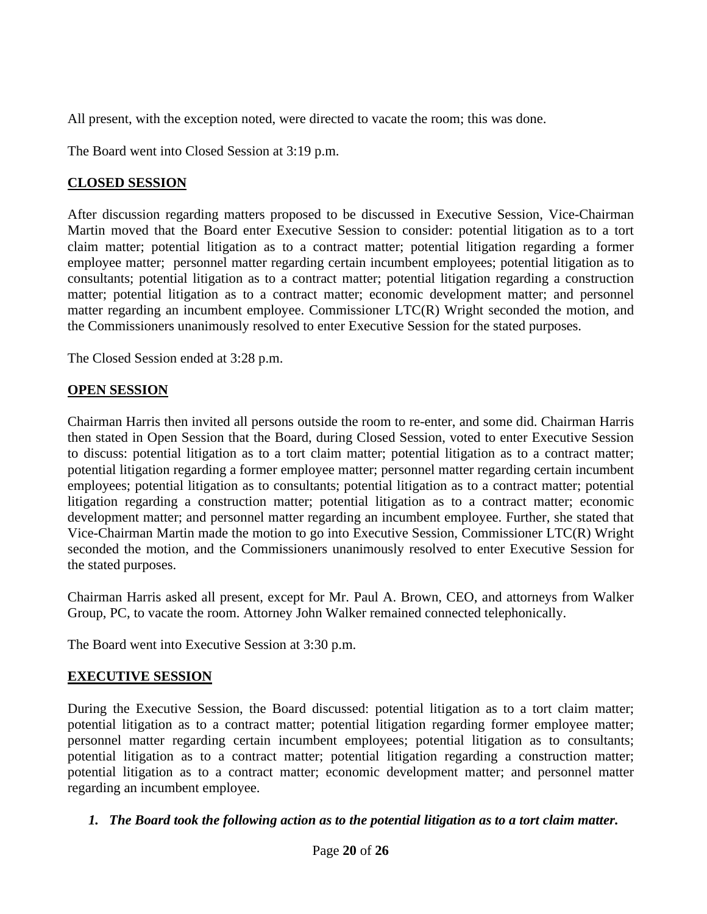All present, with the exception noted, were directed to vacate the room; this was done.

The Board went into Closed Session at 3:19 p.m.

**CLOSED SESSION**

After discussion regarding matters proposed to be discussed in Executive Session, Vice-Chairman Martin moved that the Board enter Executive Session to consider: potential litigation as to a tort claim matter; potential litigation as to a contract matter; potential litigation regarding a former employee matter; personnel matter regarding certain incumbent employees; potential litigation as to consultants; potential litigation as to a contract matter; potential litigation regarding a construction matter; potential litigation as to a contract matter; economic development matter; and personnel matter regarding an incumbent employee. Commissioner LTC(R) Wright seconded the motion, and the Commissioners unanimously resolved to enter Executive Session for the stated purposes.

The Closed Session ended at 3:28 p.m.

**OPEN SESSION**

Chairman Harris then invited all persons outside the room to re-enter, and some did. Chairman Harris then stated in Open Session that the Board, during Closed Session, voted to enter Executive Session to discuss: potential litigation as to a tort claim matter; potential litigation as to a contract matter; potential litigation regarding a former employee matter; personnel matter regarding certain incumbent employees; potential litigation as to consultants; potential litigation as to a contract matter; potential litigation regarding a construction matter; potential litigation as to a contract matter; economic development matter; and personnel matter regarding an incumbent employee. Further, she stated that Vice-Chairman Martin made the motion to go into Executive Session, Commissioner LTC(R) Wright seconded the motion, and the Commissioners unanimously resolved to enter Executive Session for the stated purposes.

Chairman Harris asked all present, except for Mr. Paul A. Brown, CEO, and attorneys from Walker Group, PC, to vacate the room. Attorney John Walker remained connected telephonically.

The Board went into Executive Session at 3:30 p.m.

**EXECUTIVE SESSION**

During the Executive Session, the Board discussed: potential litigation as to a tort claim matter; potential litigation as to a contract matter; potential litigation regarding former employee matter; personnel matter regarding certain incumbent employees; potential litigation as to consultants; potential litigation as to a contract matter; potential litigation regarding a construction matter; potential litigation as to a contract matter; economic development matter; and personnel matter regarding an incumbent employee.

1. ***The Board took the following action as to the potential litigation as to a tort claim matter.***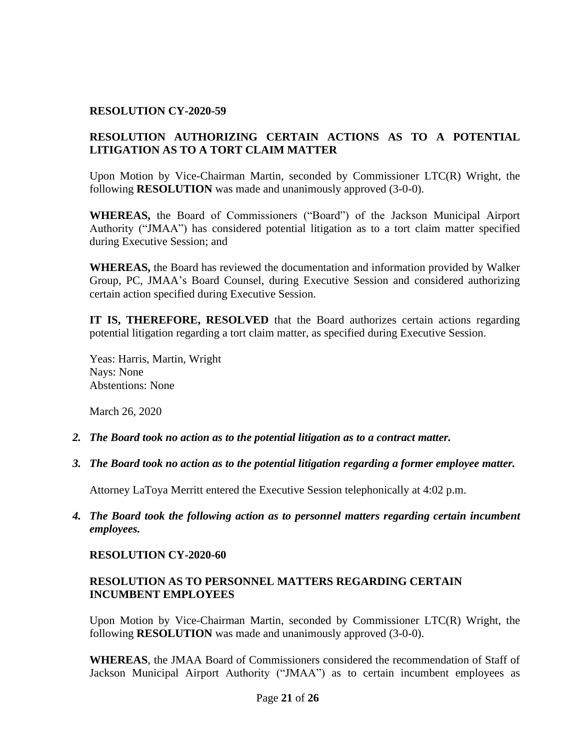**RESOLUTION CY-2020-59**

**RESOLUTION AUTHORIZING CERTAIN ACTIONS AS TO A POTENTIAL LITIGATION AS TO A TORT CLAIM MATTER**

Upon Motion by Vice-Chairman Martin, seconded by Commissioner LTC(R) Wright, the following **RESOLUTION** was made and unanimously approved (3-0-0).

**WHEREAS,** the Board of Commissioners ("Board") of the Jackson Municipal Airport Authority ("JMAA") has considered potential litigation as to a tort claim matter specified during Executive Session; and

**WHEREAS,** the Board has reviewed the documentation and information provided by Walker Group, PC, JMAA's Board Counsel, during Executive Session and considered authorizing certain action specified during Executive Session.

**IT IS, THEREFORE, RESOLVED** that the Board authorizes certain actions regarding potential litigation regarding a tort claim matter, as specified during Executive Session.

Yeas: Harris, Martin, Wright
Nays: None
Abstentions: None

March 26, 2020

2. ***The Board took no action as to the potential litigation as to a contract matter.***

3. ***The Board took no action as to the potential litigation regarding a former employee matter.***

   Attorney LaToya Merritt entered the Executive Session telephonically at 4:02 p.m.

4. ***The Board took the following action as to personnel matters regarding certain incumbent employees.***

**RESOLUTION CY-2020-60**

**RESOLUTION AS TO PERSONNEL MATTERS REGARDING CERTAIN INCUMBENT EMPLOYEES**

Upon Motion by Vice-Chairman Martin, seconded by Commissioner LTC(R) Wright, the following **RESOLUTION** was made and unanimously approved (3-0-0).

**WHEREAS**, the JMAA Board of Commissioners considered the recommendation of Staff of Jackson Municipal Airport Authority ("JMAA") as to certain incumbent employees as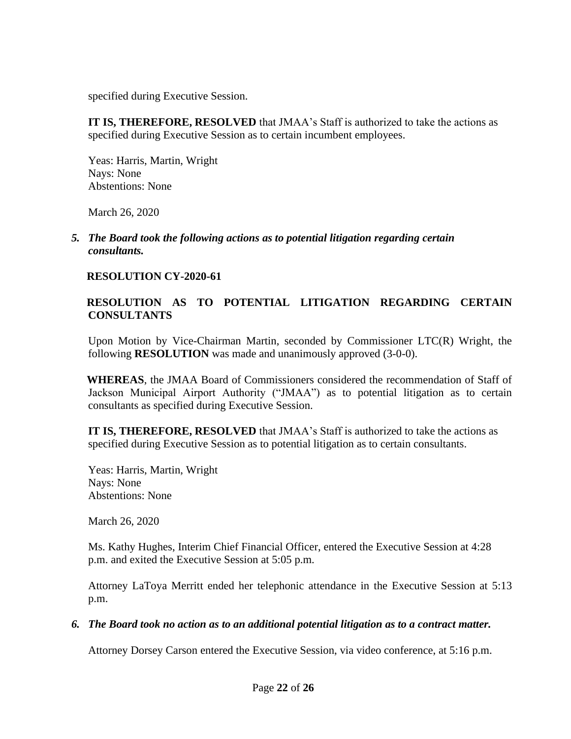specified during Executive Session.

**IT IS, THEREFORE, RESOLVED** that JMAA's Staff is authorized to take the actions as specified during Executive Session as to certain incumbent employees.

Yeas: Harris, Martin, Wright
Nays: None
Abstentions: None

March 26, 2020

5. ***The Board took the following actions as to potential litigation regarding certain consultants.***

**RESOLUTION CY-2020-61**

**RESOLUTION AS TO POTENTIAL LITIGATION REGARDING CERTAIN CONSULTANTS**

Upon Motion by Vice-Chairman Martin, seconded by Commissioner LTC(R) Wright, the following **RESOLUTION** was made and unanimously approved (3-0-0).

**WHEREAS**, the JMAA Board of Commissioners considered the recommendation of Staff of Jackson Municipal Airport Authority ("JMAA") as to potential litigation as to certain consultants as specified during Executive Session.

**IT IS, THEREFORE, RESOLVED** that JMAA's Staff is authorized to take the actions as specified during Executive Session as to potential litigation as to certain consultants.

Yeas: Harris, Martin, Wright
Nays: None
Abstentions: None

March 26, 2020

Ms. Kathy Hughes, Interim Chief Financial Officer, entered the Executive Session at 4:28 p.m. and exited the Executive Session at 5:05 p.m.

Attorney LaToya Merritt ended her telephonic attendance in the Executive Session at 5:13 p.m.

6. ***The Board took no action as to an additional potential litigation as to a contract matter.***

Attorney Dorsey Carson entered the Executive Session, via video conference, at 5:16 p.m.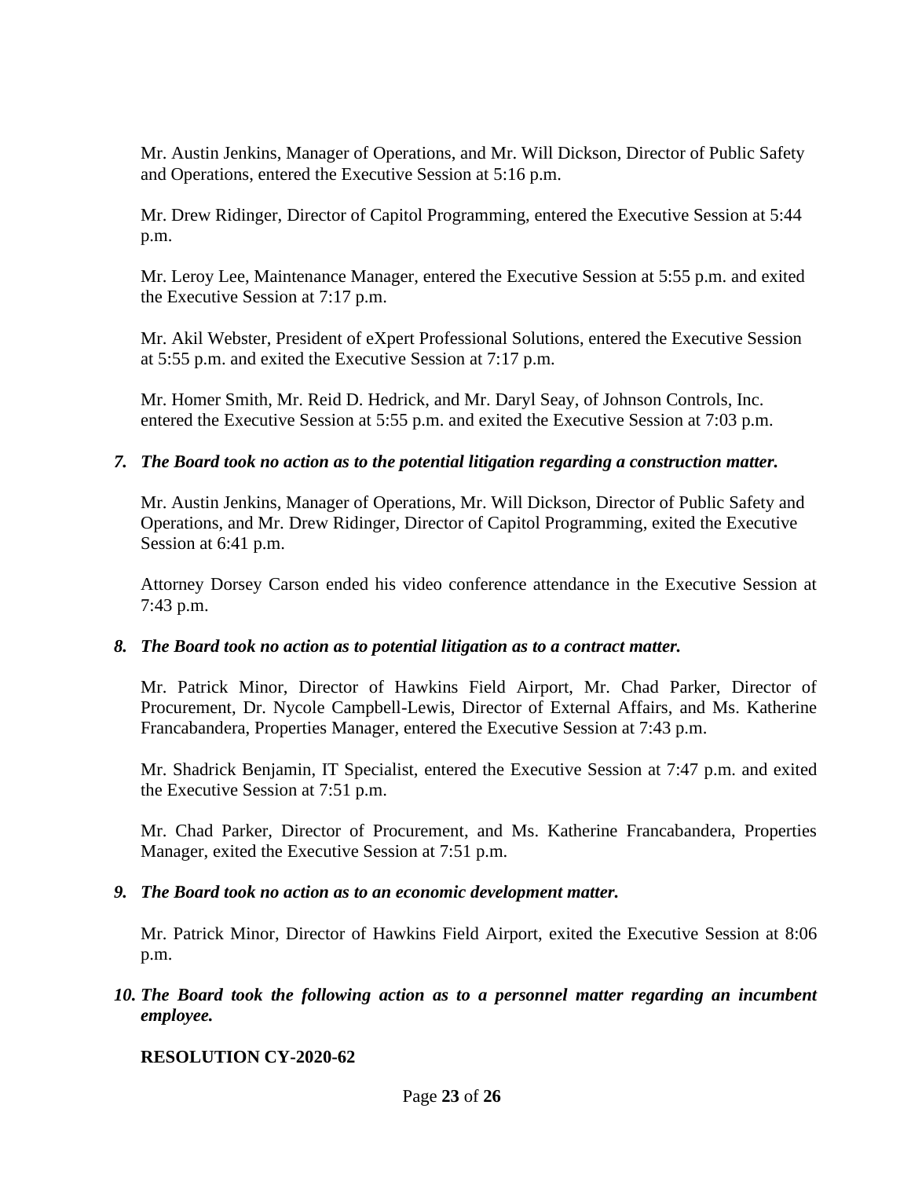Mr. Austin Jenkins, Manager of Operations, and Mr. Will Dickson, Director of Public Safety and Operations, entered the Executive Session at 5:16 p.m.

Mr. Drew Ridinger, Director of Capitol Programming, entered the Executive Session at 5:44 p.m.

Mr. Leroy Lee, Maintenance Manager, entered the Executive Session at 5:55 p.m. and exited the Executive Session at 7:17 p.m.

Mr. Akil Webster, President of eXpert Professional Solutions, entered the Executive Session at 5:55 p.m. and exited the Executive Session at 7:17 p.m.

Mr. Homer Smith, Mr. Reid D. Hedrick, and Mr. Daryl Seay, of Johnson Controls, Inc. entered the Executive Session at 5:55 p.m. and exited the Executive Session at 7:03 p.m.

7. ***The Board took no action as to the potential litigation regarding a construction matter.***

   Mr. Austin Jenkins, Manager of Operations, Mr. Will Dickson, Director of Public Safety and Operations, and Mr. Drew Ridinger, Director of Capitol Programming, exited the Executive Session at 6:41 p.m.

   Attorney Dorsey Carson ended his video conference attendance in the Executive Session at 7:43 p.m.

8. ***The Board took no action as to potential litigation as to a contract matter.***

   Mr. Patrick Minor, Director of Hawkins Field Airport, Mr. Chad Parker, Director of Procurement, Dr. Nycole Campbell-Lewis, Director of External Affairs, and Ms. Katherine Francabandera, Properties Manager, entered the Executive Session at 7:43 p.m.

   Mr. Shadrick Benjamin, IT Specialist, entered the Executive Session at 7:47 p.m. and exited the Executive Session at 7:51 p.m.

   Mr. Chad Parker, Director of Procurement, and Ms. Katherine Francabandera, Properties Manager, exited the Executive Session at 7:51 p.m.

9. ***The Board took no action as to an economic development matter.***

   Mr. Patrick Minor, Director of Hawkins Field Airport, exited the Executive Session at 8:06 p.m.

10. ***The Board took the following action as to a personnel matter regarding an incumbent employee.***

    **RESOLUTION CY-2020-62**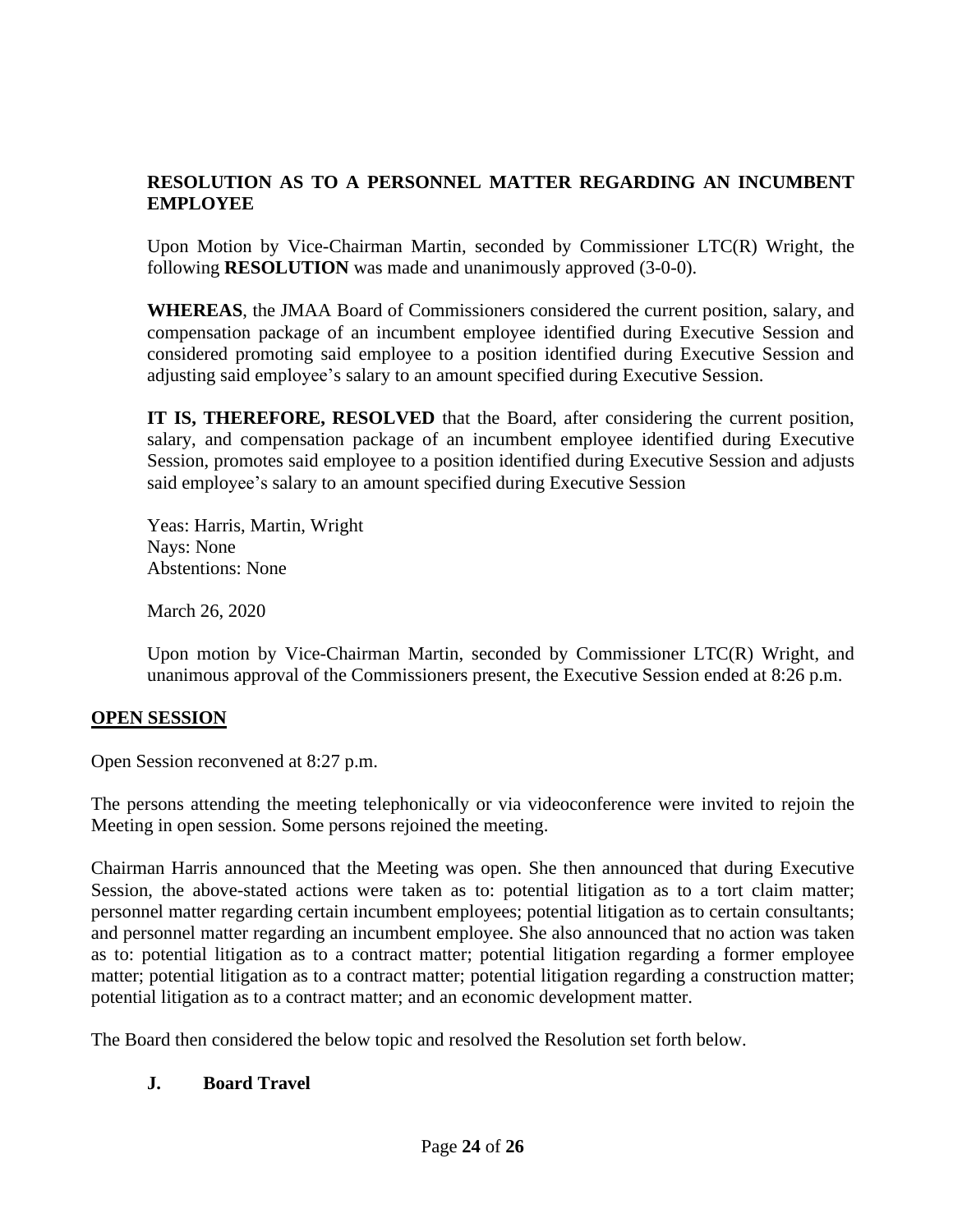**RESOLUTION AS TO A PERSONNEL MATTER REGARDING AN INCUMBENT EMPLOYEE**

Upon Motion by Vice-Chairman Martin, seconded by Commissioner LTC(R) Wright, the following **RESOLUTION** was made and unanimously approved (3-0-0).

**WHEREAS**, the JMAA Board of Commissioners considered the current position, salary, and compensation package of an incumbent employee identified during Executive Session and considered promoting said employee to a position identified during Executive Session and adjusting said employee's salary to an amount specified during Executive Session.

**IT IS, THEREFORE, RESOLVED** that the Board, after considering the current position, salary, and compensation package of an incumbent employee identified during Executive Session, promotes said employee to a position identified during Executive Session and adjusts said employee's salary to an amount specified during Executive Session

Yeas: Harris, Martin, Wright
Nays: None
Abstentions: None

March 26, 2020

Upon motion by Vice-Chairman Martin, seconded by Commissioner LTC(R) Wright, and unanimous approval of the Commissioners present, the Executive Session ended at 8:26 p.m.

## OPEN SESSION

Open Session reconvened at 8:27 p.m.

The persons attending the meeting telephonically or via videoconference were invited to rejoin the Meeting in open session. Some persons rejoined the meeting.

Chairman Harris announced that the Meeting was open. She then announced that during Executive Session, the above-stated actions were taken as to: potential litigation as to a tort claim matter; personnel matter regarding certain incumbent employees; potential litigation as to certain consultants; and personnel matter regarding an incumbent employee. She also announced that no action was taken as to: potential litigation as to a contract matter; potential litigation regarding a former employee matter; potential litigation as to a contract matter; potential litigation regarding a construction matter; potential litigation as to a contract matter; and an economic development matter.

The Board then considered the below topic and resolved the Resolution set forth below.

### J. Board Travel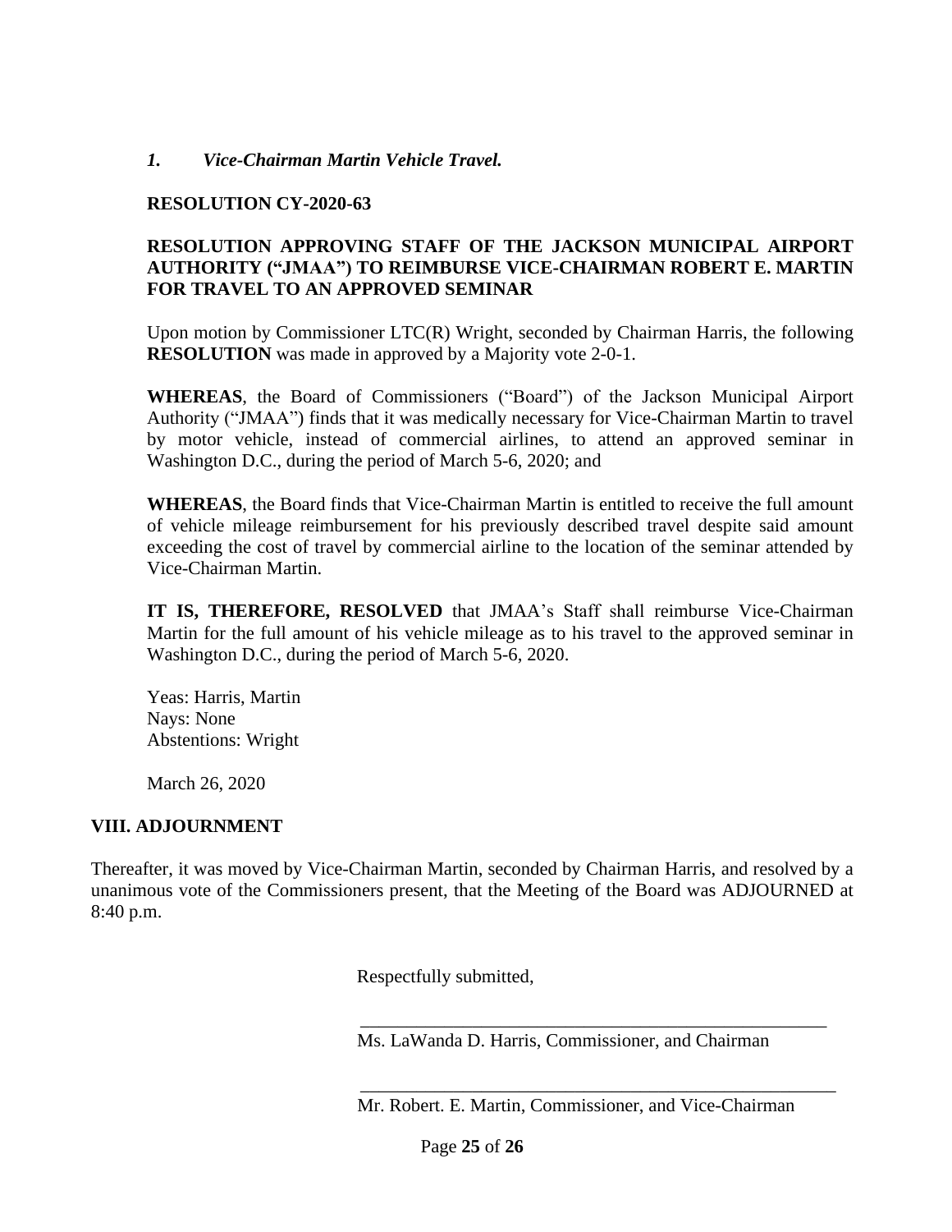*1. Vice-Chairman Martin Vehicle Travel.*

**RESOLUTION CY-2020-63**

**RESOLUTION APPROVING STAFF OF THE JACKSON MUNICIPAL AIRPORT AUTHORITY ("JMAA") TO REIMBURSE VICE-CHAIRMAN ROBERT E. MARTIN FOR TRAVEL TO AN APPROVED SEMINAR**

Upon motion by Commissioner LTC(R) Wright, seconded by Chairman Harris, the following **RESOLUTION** was made in approved by a Majority vote 2-0-1.

**WHEREAS**, the Board of Commissioners ("Board") of the Jackson Municipal Airport Authority ("JMAA") finds that it was medically necessary for Vice-Chairman Martin to travel by motor vehicle, instead of commercial airlines, to attend an approved seminar in Washington D.C., during the period of March 5-6, 2020; and

**WHEREAS**, the Board finds that Vice-Chairman Martin is entitled to receive the full amount of vehicle mileage reimbursement for his previously described travel despite said amount exceeding the cost of travel by commercial airline to the location of the seminar attended by Vice-Chairman Martin.

**IT IS, THEREFORE, RESOLVED** that JMAA's Staff shall reimburse Vice-Chairman Martin for the full amount of his vehicle mileage as to his travel to the approved seminar in Washington D.C., during the period of March 5-6, 2020.

Yeas: Harris, Martin
Nays: None
Abstentions: Wright

March 26, 2020

## VIII. ADJOURNMENT

Thereafter, it was moved by Vice-Chairman Martin, seconded by Chairman Harris, and resolved by a unanimous vote of the Commissioners present, that the Meeting of the Board was ADJOURNED at 8:40 p.m.

Respectfully submitted,

\_\_\_\_\_\_\_\_\_\_\_\_\_\_\_\_\_\_\_\_\_\_\_\_\_\_\_\_\_\_\_\_\_\_\_\_\_\_\_\_\_\_\_\_
Ms. LaWanda D. Harris, Commissioner, and Chairman

\_\_\_\_\_\_\_\_\_\_\_\_\_\_\_\_\_\_\_\_\_\_\_\_\_\_\_\_\_\_\_\_\_\_\_\_\_\_\_\_\_\_\_\_
Mr. Robert. E. Martin, Commissioner, and Vice-Chairman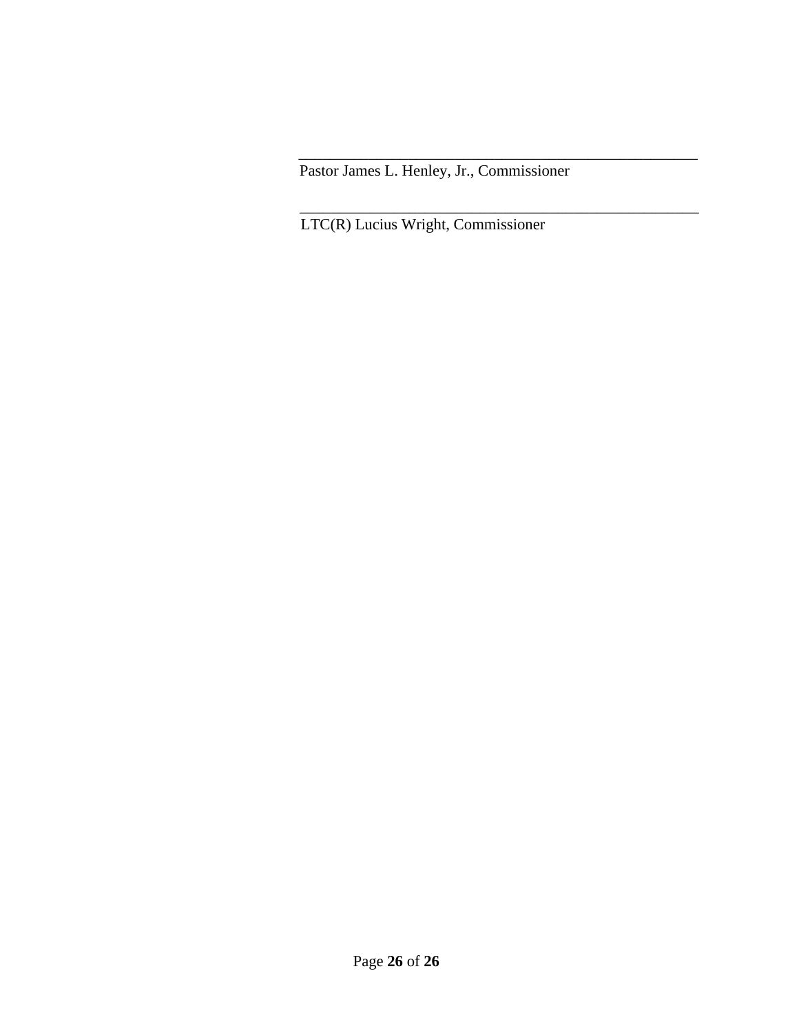\_\_\_\_\_\_\_\_\_\_\_\_\_\_\_\_\_\_\_\_\_\_\_\_\_\_\_\_\_\_\_\_\_\_\_\_\_\_\_\_\_\_\_\_\_\_\_\_\_\_\_\_

Pastor James L. Henley, Jr., Commissioner

\_\_\_\_\_\_\_\_\_\_\_\_\_\_\_\_\_\_\_\_\_\_\_\_\_\_\_\_\_\_\_\_\_\_\_\_\_\_\_\_\_\_\_\_\_\_\_\_\_\_\_\_

LTC(R) Lucius Wright, Commissioner